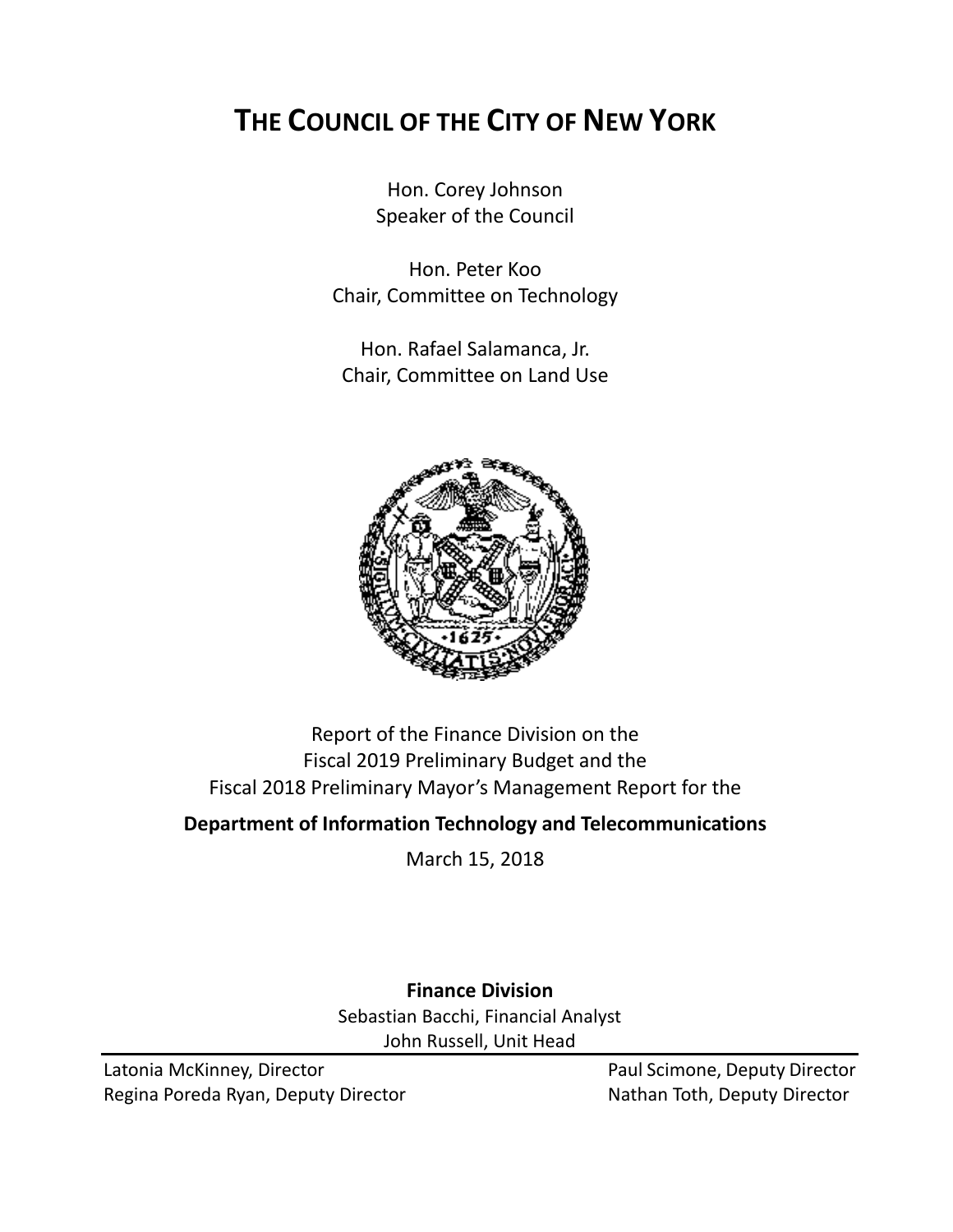# THE COUNCIL OF THE CITY OF NEW YORK

Hon. Corey Johnson
Speaker of the Council

Hon. Peter Koo
Chair, Committee on Technology

Hon. Rafael Salamanca, Jr.
Chair, Committee on Land Use

Report of the Finance Division on the
Fiscal 2019 Preliminary Budget and the
Fiscal 2018 Preliminary Mayor's Management Report for the

**Department of Information Technology and Telecommunications**

March 15, 2018

**Finance Division**
Sebastian Bacchi, Financial Analyst
John Russell, Unit Head

---

Latonia McKinney, Director
Regina Poreda Ryan, Deputy Director
Paul Scimone, Deputy Director
Nathan Toth, Deputy Director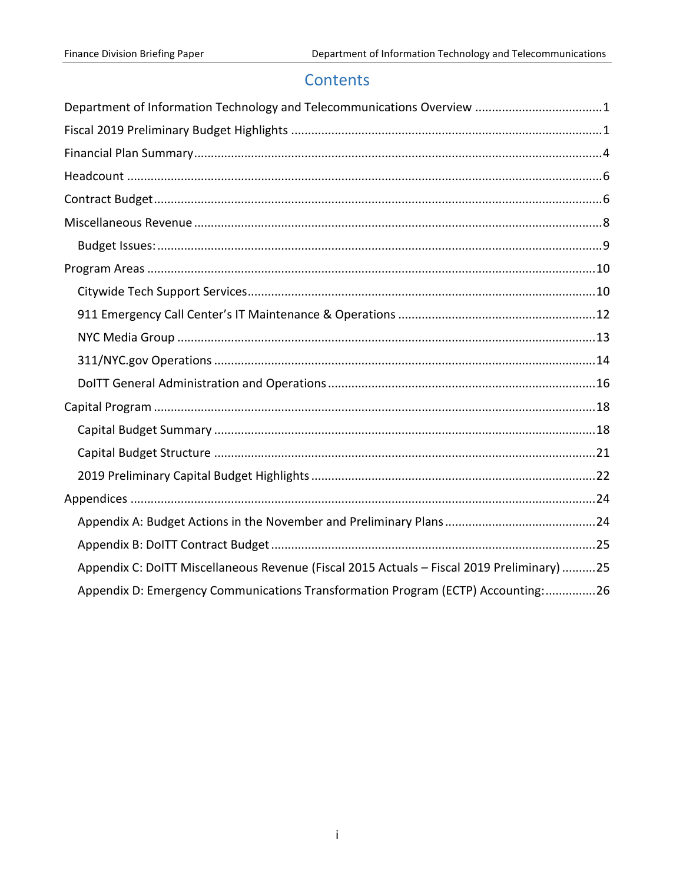# Contents

Department of Information Technology and Telecommunications Overview ....................................1

Fiscal 2019 Preliminary Budget Highlights ....................................1

Financial Plan Summary....................................4

Headcount ....................................6

Contract Budget....................................6

Miscellaneous Revenue ....................................8

- Budget Issues:....................................9

Program Areas ....................................10

- Citywide Tech Support Services....................................10
- 911 Emergency Call Center's IT Maintenance & Operations ....................................12
- NYC Media Group ....................................13
- 311/NYC.gov Operations ....................................14
- DoITT General Administration and Operations....................................16

Capital Program ....................................18

- Capital Budget Summary ....................................18
- Capital Budget Structure ....................................21
- 2019 Preliminary Capital Budget Highlights....................................22

Appendices ....................................24

- Appendix A: Budget Actions in the November and Preliminary Plans....................................24
- Appendix B: DoITT Contract Budget....................................25
- Appendix C: DoITT Miscellaneous Revenue (Fiscal 2015 Actuals – Fiscal 2019 Preliminary) ..........25
- Appendix D: Emergency Communications Transformation Program (ECTP) Accounting:...............26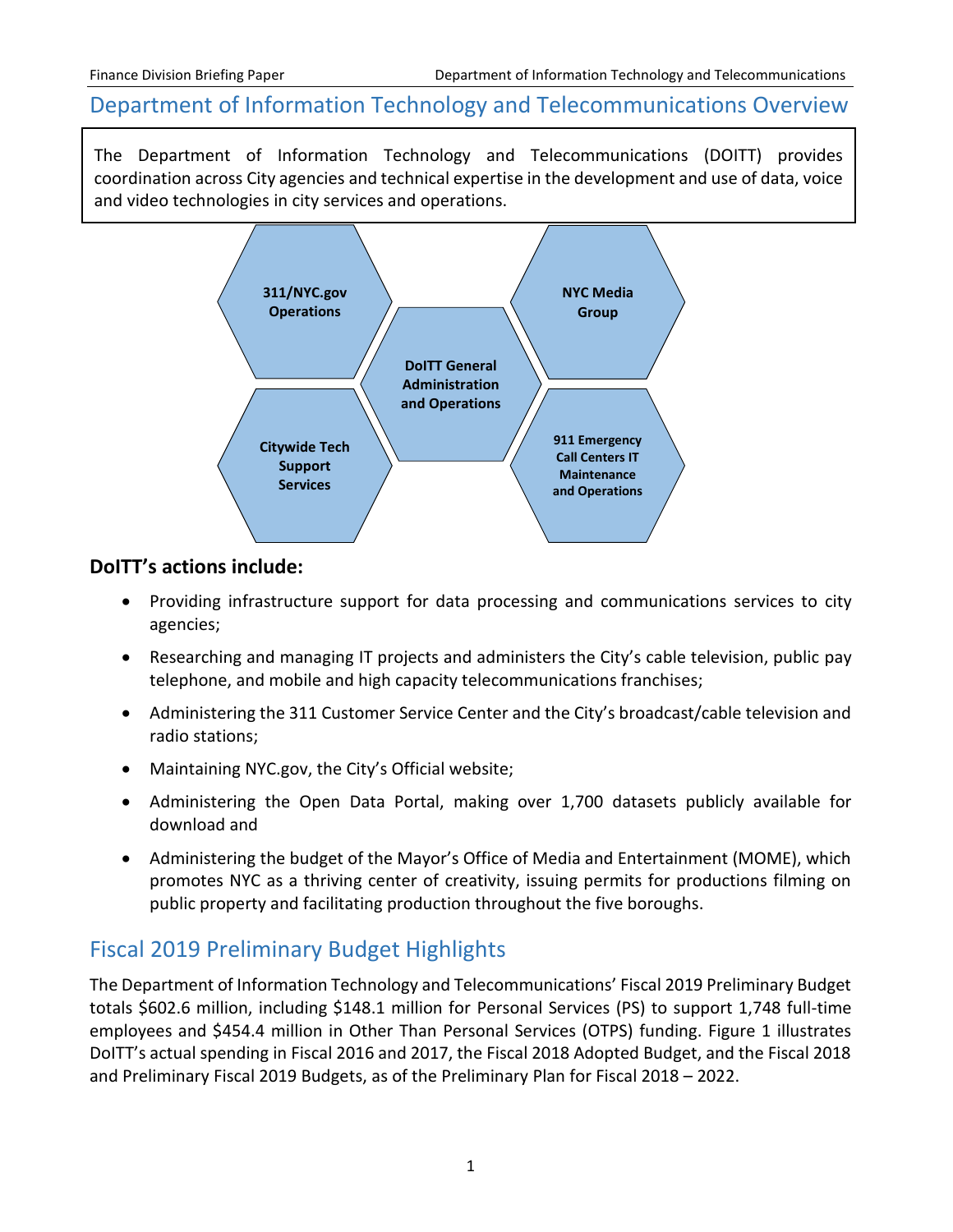## Department of Information Technology and Telecommunications Overview

The Department of Information Technology and Telecommunications (DOITT) provides coordination across City agencies and technical expertise in the development and use of data, voice and video technologies in city services and operations.

311/NYC.gov Operations

NYC Media Group

DoITT General Administration and Operations

Citywide Tech Support Services

911 Emergency Call Centers IT Maintenance and Operations

### DoITT's actions include:

- Providing infrastructure support for data processing and communications services to city agencies;
- Researching and managing IT projects and administers the City's cable television, public pay telephone, and mobile and high capacity telecommunications franchises;
- Administering the 311 Customer Service Center and the City's broadcast/cable television and radio stations;
- Maintaining NYC.gov, the City's Official website;
- Administering the Open Data Portal, making over 1,700 datasets publicly available for download and
- Administering the budget of the Mayor's Office of Media and Entertainment (MOME), which promotes NYC as a thriving center of creativity, issuing permits for productions filming on public property and facilitating production throughout the five boroughs.

## Fiscal 2019 Preliminary Budget Highlights

The Department of Information Technology and Telecommunications' Fiscal 2019 Preliminary Budget totals $602.6 million, including $148.1 million for Personal Services (PS) to support 1,748 full-time employees and $454.4 million in Other Than Personal Services (OTPS) funding. Figure 1 illustrates DoITT's actual spending in Fiscal 2016 and 2017, the Fiscal 2018 Adopted Budget, and the Fiscal 2018 and Preliminary Fiscal 2019 Budgets, as of the Preliminary Plan for Fiscal 2018 – 2022.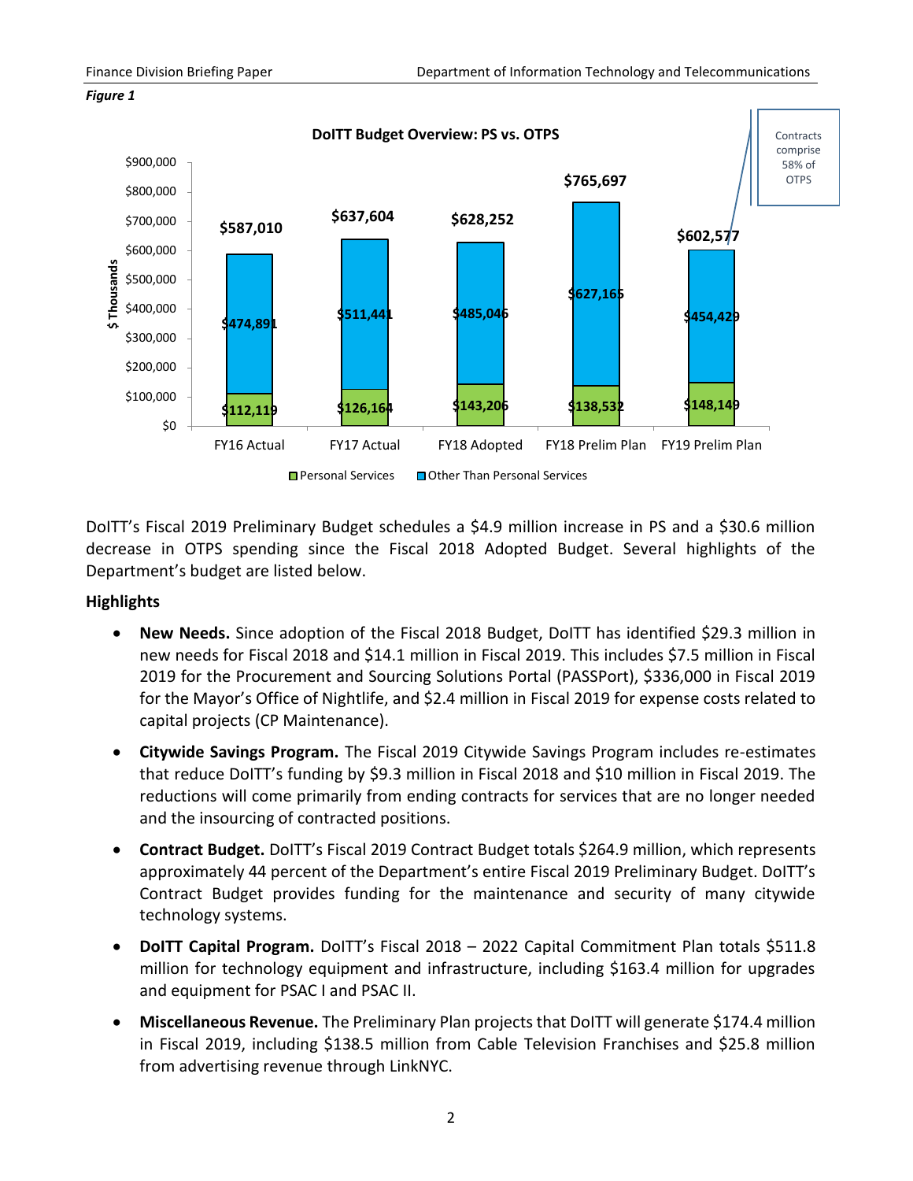*Figure 1*

**DoITT Budget Overview: PS vs. OTPS**

| ($ Thousands) | FY16 Actual | FY17 Actual | FY18 Adopted | FY18 Prelim Plan | FY19 Prelim Plan |
|---|---|---|---|---|---|
| Personal Services | $112,119 | $126,164 | $143,206 | $138,532 | $148,149 |
| Other Than Personal Services | $474,891 | $511,441 | $485,046 | $627,165 | $454,429 |
| Total | $587,010 | $637,604 | $628,252 | $765,697 | $602,577 |

Contracts comprise 58% of OTPS

DoITT's Fiscal 2019 Preliminary Budget schedules a $4.9 million increase in PS and a $30.6 million decrease in OTPS spending since the Fiscal 2018 Adopted Budget. Several highlights of the Department's budget are listed below.

**Highlights**

- **New Needs.** Since adoption of the Fiscal 2018 Budget, DoITT has identified $29.3 million in new needs for Fiscal 2018 and $14.1 million in Fiscal 2019. This includes $7.5 million in Fiscal 2019 for the Procurement and Sourcing Solutions Portal (PASSPort), $336,000 in Fiscal 2019 for the Mayor's Office of Nightlife, and $2.4 million in Fiscal 2019 for expense costs related to capital projects (CP Maintenance).

- **Citywide Savings Program.** The Fiscal 2019 Citywide Savings Program includes re-estimates that reduce DoITT's funding by $9.3 million in Fiscal 2018 and $10 million in Fiscal 2019. The reductions will come primarily from ending contracts for services that are no longer needed and the insourcing of contracted positions.

- **Contract Budget.** DoITT's Fiscal 2019 Contract Budget totals $264.9 million, which represents approximately 44 percent of the Department's entire Fiscal 2019 Preliminary Budget. DoITT's Contract Budget provides funding for the maintenance and security of many citywide technology systems.

- **DoITT Capital Program.** DoITT's Fiscal 2018 – 2022 Capital Commitment Plan totals $511.8 million for technology equipment and infrastructure, including $163.4 million for upgrades and equipment for PSAC I and PSAC II.

- **Miscellaneous Revenue.** The Preliminary Plan projects that DoITT will generate $174.4 million in Fiscal 2019, including $138.5 million from Cable Television Franchises and $25.8 million from advertising revenue through LinkNYC.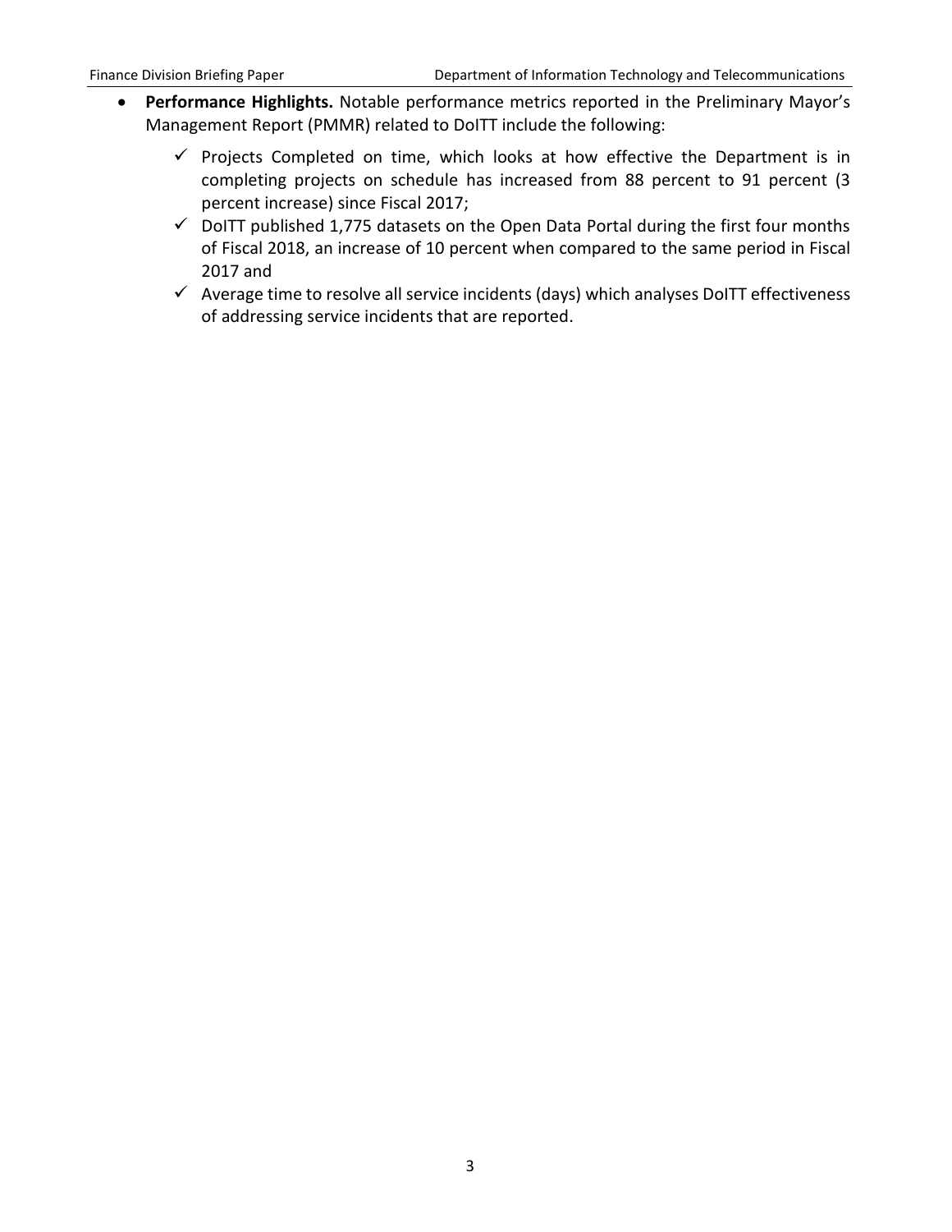- **Performance Highlights.** Notable performance metrics reported in the Preliminary Mayor's Management Report (PMMR) related to DoITT include the following:
  - ✓ Projects Completed on time, which looks at how effective the Department is in completing projects on schedule has increased from 88 percent to 91 percent (3 percent increase) since Fiscal 2017;
  - ✓ DoITT published 1,775 datasets on the Open Data Portal during the first four months of Fiscal 2018, an increase of 10 percent when compared to the same period in Fiscal 2017 and
  - ✓ Average time to resolve all service incidents (days) which analyses DoITT effectiveness of addressing service incidents that are reported.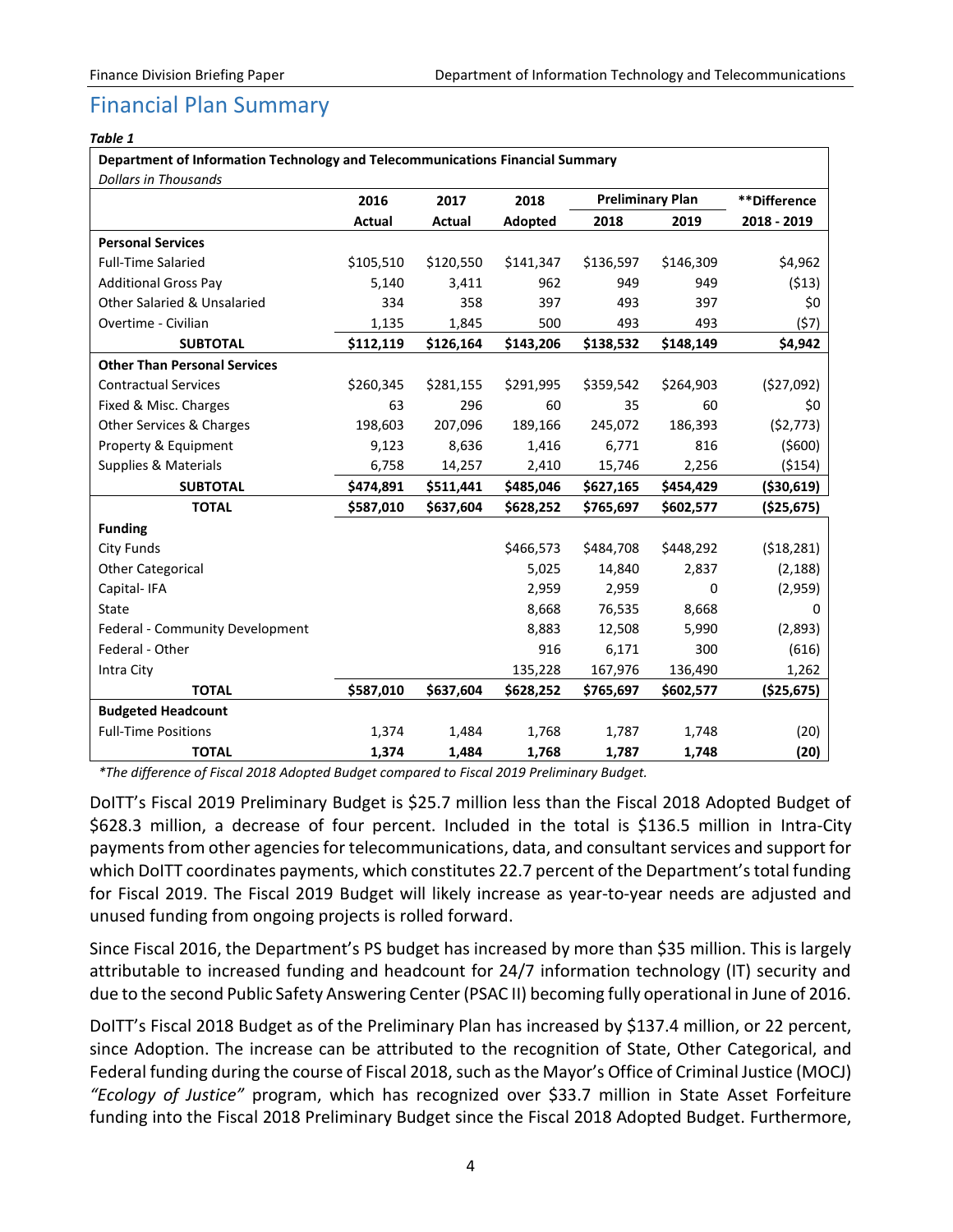## Financial Plan Summary

***Table 1***

| **Department of Information Technology and Telecommunications Financial Summary** *Dollars in Thousands* | | | | | | |
|---|---|---|---|---|---|---|
| | **2016** | **2017** | **2018** | **Preliminary Plan** | | **\*\*Difference** |
| | **Actual** | **Actual** | **Adopted** | **2018** | **2019** | **2018 - 2019** |
| **Personal Services** | | | | | | |
| Full-Time Salaried | $105,510 | $120,550 | $141,347 | $136,597 | $146,309 | $4,962 |
| Additional Gross Pay | 5,140 | 3,411 | 962 | 949 | 949 | ($13) |
| Other Salaried & Unsalaried | 334 | 358 | 397 | 493 | 397 | $0 |
| Overtime - Civilian | 1,135 | 1,845 | 500 | 493 | 493 | ($7) |
| **SUBTOTAL** | **$112,119** | **$126,164** | **$143,206** | **$138,532** | **$148,149** | **$4,942** |
| **Other Than Personal Services** | | | | | | |
| Contractual Services | $260,345 | $281,155 | $291,995 | $359,542 | $264,903 | ($27,092) |
| Fixed & Misc. Charges | 63 | 296 | 60 | 35 | 60 | $0 |
| Other Services & Charges | 198,603 | 207,096 | 189,166 | 245,072 | 186,393 | ($2,773) |
| Property & Equipment | 9,123 | 8,636 | 1,416 | 6,771 | 816 | ($600) |
| Supplies & Materials | 6,758 | 14,257 | 2,410 | 15,746 | 2,256 | ($154) |
| **SUBTOTAL** | **$474,891** | **$511,441** | **$485,046** | **$627,165** | **$454,429** | **($30,619)** |
| **TOTAL** | **$587,010** | **$637,604** | **$628,252** | **$765,697** | **$602,577** | **($25,675)** |
| **Funding** | | | | | | |
| City Funds | | | $466,573 | $484,708 | $448,292 | ($18,281) |
| Other Categorical | | | 5,025 | 14,840 | 2,837 | (2,188) |
| Capital- IFA | | | 2,959 | 2,959 | 0 | (2,959) |
| State | | | 8,668 | 76,535 | 8,668 | 0 |
| Federal - Community Development | | | 8,883 | 12,508 | 5,990 | (2,893) |
| Federal - Other | | | 916 | 6,171 | 300 | (616) |
| Intra City | | | 135,228 | 167,976 | 136,490 | 1,262 |
| **TOTAL** | **$587,010** | **$637,604** | **$628,252** | **$765,697** | **$602,577** | **($25,675)** |
| **Budgeted Headcount** | | | | | | |
| Full-Time Positions | 1,374 | 1,484 | 1,768 | 1,787 | 1,748 | (20) |
| **TOTAL** | **1,374** | **1,484** | **1,768** | **1,787** | **1,748** | **(20)** |

*\*The difference of Fiscal 2018 Adopted Budget compared to Fiscal 2019 Preliminary Budget.*

DoITT's Fiscal 2019 Preliminary Budget is $25.7 million less than the Fiscal 2018 Adopted Budget of $628.3 million, a decrease of four percent. Included in the total is $136.5 million in Intra-City payments from other agencies for telecommunications, data, and consultant services and support for which DoITT coordinates payments, which constitutes 22.7 percent of the Department's total funding for Fiscal 2019. The Fiscal 2019 Budget will likely increase as year-to-year needs are adjusted and unused funding from ongoing projects is rolled forward.

Since Fiscal 2016, the Department's PS budget has increased by more than $35 million. This is largely attributable to increased funding and headcount for 24/7 information technology (IT) security and due to the second Public Safety Answering Center (PSAC II) becoming fully operational in June of 2016.

DoITT's Fiscal 2018 Budget as of the Preliminary Plan has increased by $137.4 million, or 22 percent, since Adoption. The increase can be attributed to the recognition of State, Other Categorical, and Federal funding during the course of Fiscal 2018, such as the Mayor's Office of Criminal Justice (MOCJ) *"Ecology of Justice"* program, which has recognized over $33.7 million in State Asset Forfeiture funding into the Fiscal 2018 Preliminary Budget since the Fiscal 2018 Adopted Budget. Furthermore,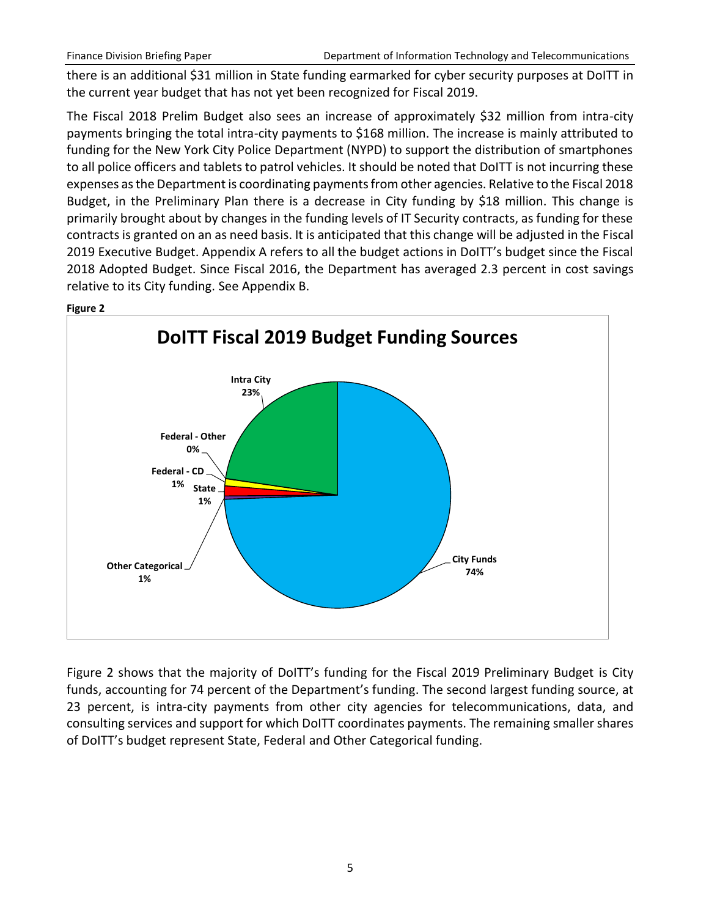there is an additional $31 million in State funding earmarked for cyber security purposes at DoITT in the current year budget that has not yet been recognized for Fiscal 2019.

The Fiscal 2018 Prelim Budget also sees an increase of approximately $32 million from intra-city payments bringing the total intra-city payments to $168 million. The increase is mainly attributed to funding for the New York City Police Department (NYPD) to support the distribution of smartphones to all police officers and tablets to patrol vehicles. It should be noted that DoITT is not incurring these expenses as the Department is coordinating payments from other agencies. Relative to the Fiscal 2018 Budget, in the Preliminary Plan there is a decrease in City funding by $18 million. This change is primarily brought about by changes in the funding levels of IT Security contracts, as funding for these contracts is granted on an as need basis. It is anticipated that this change will be adjusted in the Fiscal 2019 Executive Budget. Appendix A refers to all the budget actions in DoITT's budget since the Fiscal 2018 Adopted Budget. Since Fiscal 2016, the Department has averaged 2.3 percent in cost savings relative to its City funding. See Appendix B.

**Figure 2**

**DoITT Fiscal 2019 Budget Funding Sources**

| Funding Source | Share |
|---|---|
| City Funds | 74% |
| Intra City | 23% |
| Federal - Other | 0% |
| Federal - CD | 1% |
| State | 1% |
| Other Categorical | 1% |

Figure 2 shows that the majority of DoITT's funding for the Fiscal 2019 Preliminary Budget is City funds, accounting for 74 percent of the Department's funding. The second largest funding source, at 23 percent, is intra-city payments from other city agencies for telecommunications, data, and consulting services and support for which DoITT coordinates payments. The remaining smaller shares of DoITT's budget represent State, Federal and Other Categorical funding.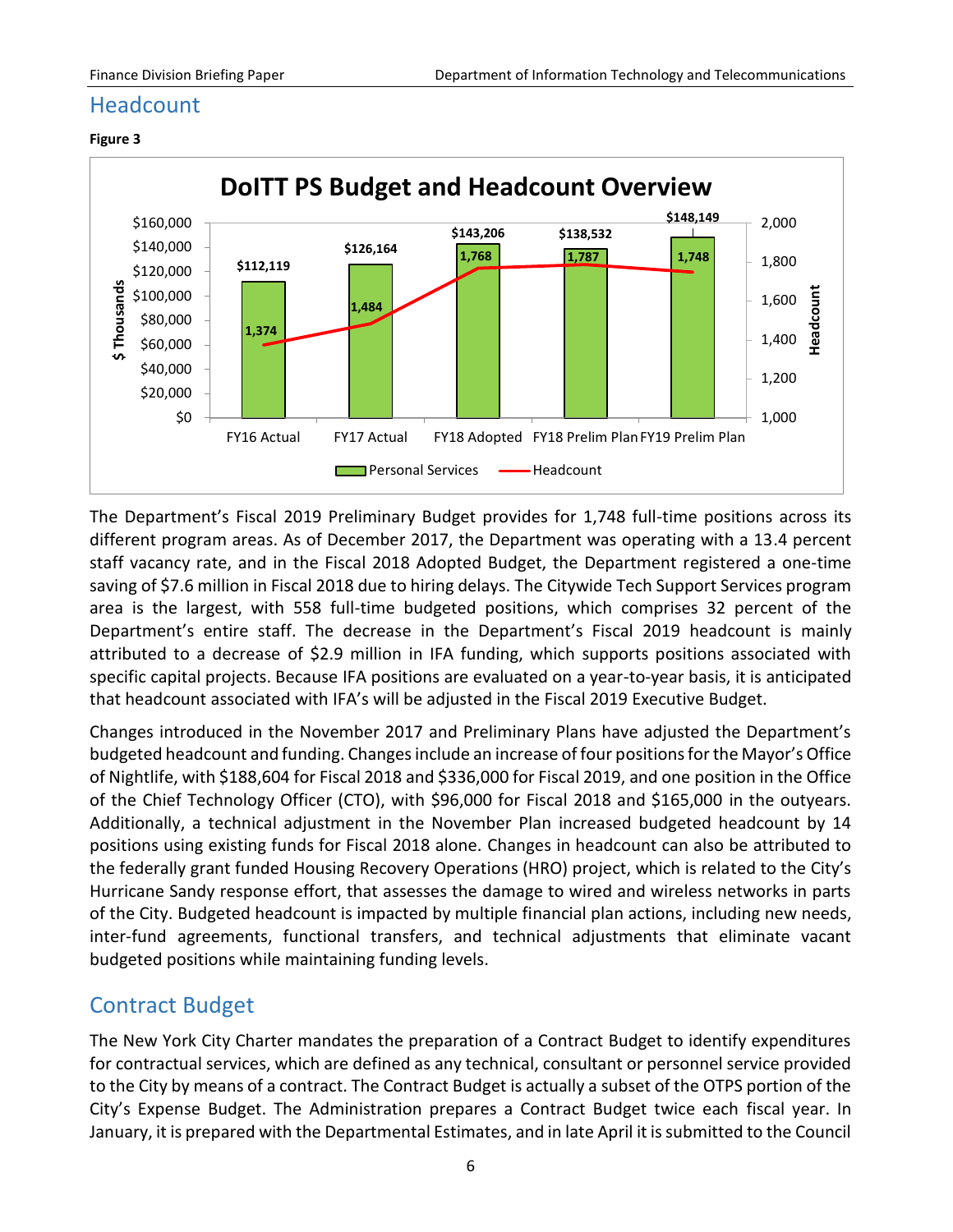## Headcount

**Figure 3**

**DoITT PS Budget and Headcount Overview**

| | FY16 Actual | FY17 Actual | FY18 Adopted | FY18 Prelim Plan | FY19 Prelim Plan |
|---|---|---|---|---|---|
| Personal Services ($ Thousands) | $112,119 | $126,164 | $143,206 | $138,532 | $148,149 |
| Headcount | 1,374 | 1,484 | 1,768 | 1,787 | 1,748 |

The Department's Fiscal 2019 Preliminary Budget provides for 1,748 full-time positions across its different program areas. As of December 2017, the Department was operating with a 13.4 percent staff vacancy rate, and in the Fiscal 2018 Adopted Budget, the Department registered a one-time saving of $7.6 million in Fiscal 2018 due to hiring delays. The Citywide Tech Support Services program area is the largest, with 558 full-time budgeted positions, which comprises 32 percent of the Department's entire staff. The decrease in the Department's Fiscal 2019 headcount is mainly attributed to a decrease of $2.9 million in IFA funding, which supports positions associated with specific capital projects. Because IFA positions are evaluated on a year-to-year basis, it is anticipated that headcount associated with IFA's will be adjusted in the Fiscal 2019 Executive Budget.

Changes introduced in the November 2017 and Preliminary Plans have adjusted the Department's budgeted headcount and funding. Changes include an increase of four positions for the Mayor's Office of Nightlife, with $188,604 for Fiscal 2018 and $336,000 for Fiscal 2019, and one position in the Office of the Chief Technology Officer (CTO), with $96,000 for Fiscal 2018 and $165,000 in the outyears. Additionally, a technical adjustment in the November Plan increased budgeted headcount by 14 positions using existing funds for Fiscal 2018 alone. Changes in headcount can also be attributed to the federally grant funded Housing Recovery Operations (HRO) project, which is related to the City's Hurricane Sandy response effort, that assesses the damage to wired and wireless networks in parts of the City. Budgeted headcount is impacted by multiple financial plan actions, including new needs, inter-fund agreements, functional transfers, and technical adjustments that eliminate vacant budgeted positions while maintaining funding levels.

## Contract Budget

The New York City Charter mandates the preparation of a Contract Budget to identify expenditures for contractual services, which are defined as any technical, consultant or personnel service provided to the City by means of a contract. The Contract Budget is actually a subset of the OTPS portion of the City's Expense Budget. The Administration prepares a Contract Budget twice each fiscal year. In January, it is prepared with the Departmental Estimates, and in late April it is submitted to the Council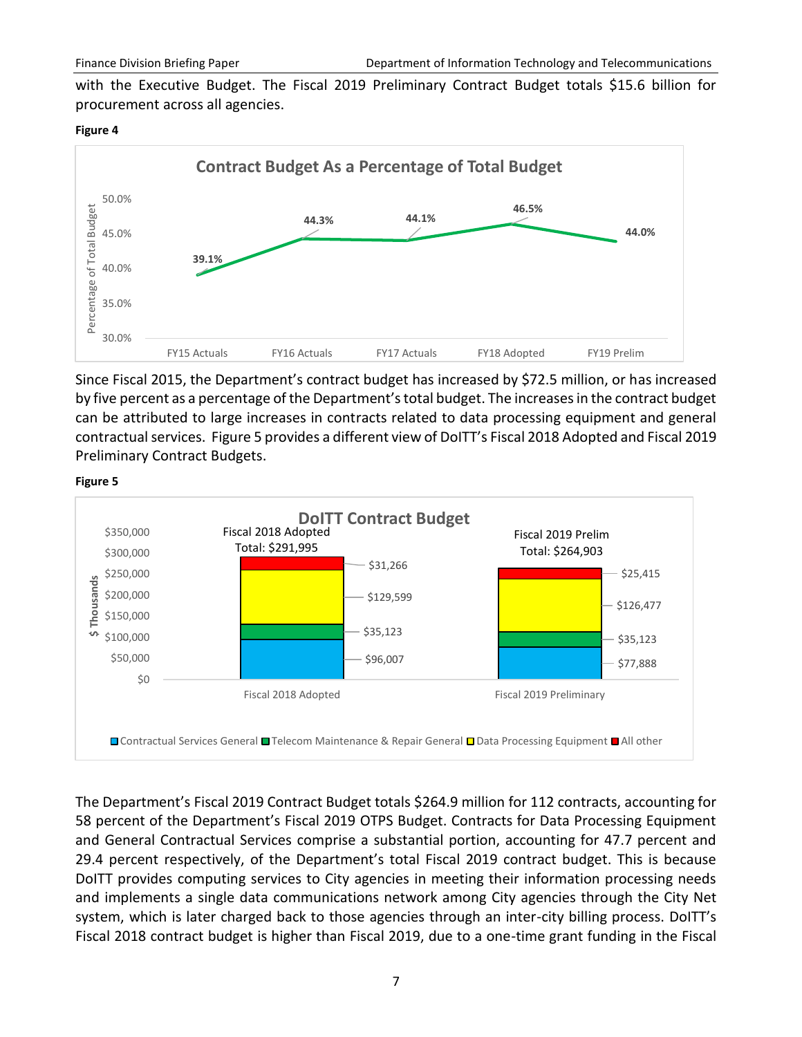with the Executive Budget. The Fiscal 2019 Preliminary Contract Budget totals $15.6 billion for procurement across all agencies.

**Figure 4**

**Contract Budget As a Percentage of Total Budget**

| | FY15 Actuals | FY16 Actuals | FY17 Actuals | FY18 Adopted | FY19 Prelim |
|---|---|---|---|---|---|
| Percentage of Total Budget | 39.1% | 44.3% | 44.1% | 46.5% | 44.0% |

Since Fiscal 2015, the Department's contract budget has increased by $72.5 million, or has increased by five percent as a percentage of the Department's total budget. The increases in the contract budget can be attributed to large increases in contracts related to data processing equipment and general contractual services. Figure 5 provides a different view of DoITT's Fiscal 2018 Adopted and Fiscal 2019 Preliminary Contract Budgets.

**Figure 5**

**DoITT Contract Budget**

($ Thousands)

| | Fiscal 2018 Adopted | Fiscal 2019 Preliminary |
|---|---|---|
| Contractual Services General | $96,007 | $77,888 |
| Telecom Maintenance & Repair General | $35,123 | $35,123 |
| Data Processing Equipment | $129,599 | $126,477 |
| All other | $31,266 | $25,415 |
| Total | $291,995 | $264,903 |

The Department's Fiscal 2019 Contract Budget totals $264.9 million for 112 contracts, accounting for 58 percent of the Department's Fiscal 2019 OTPS Budget. Contracts for Data Processing Equipment and General Contractual Services comprise a substantial portion, accounting for 47.7 percent and 29.4 percent respectively, of the Department's total Fiscal 2019 contract budget. This is because DoITT provides computing services to City agencies in meeting their information processing needs and implements a single data communications network among City agencies through the City Net system, which is later charged back to those agencies through an inter-city billing process. DoITT's Fiscal 2018 contract budget is higher than Fiscal 2019, due to a one-time grant funding in the Fiscal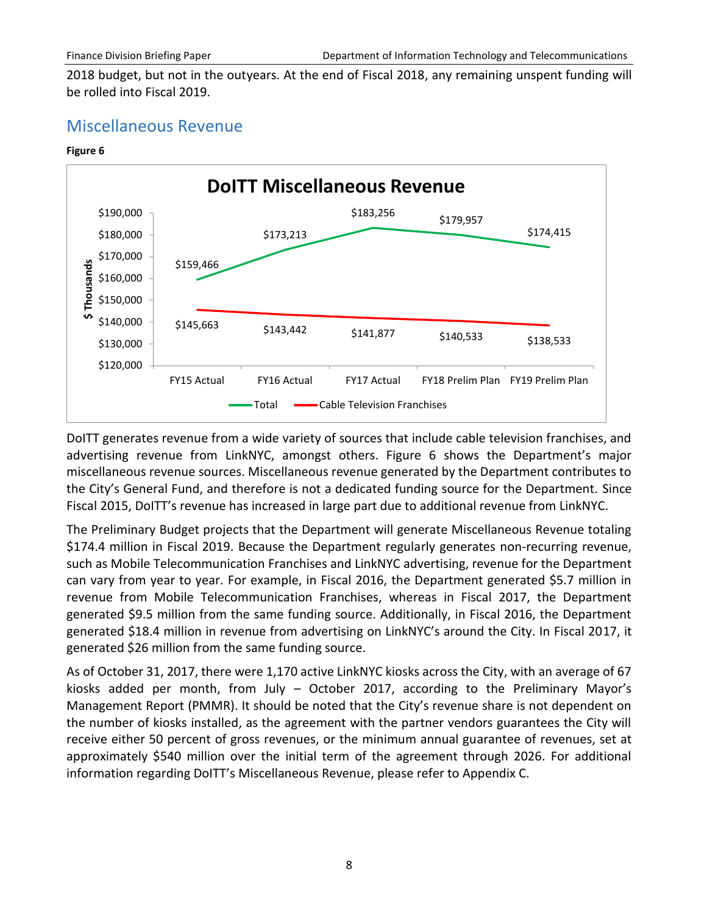2018 budget, but not in the outyears. At the end of Fiscal 2018, any remaining unspent funding will be rolled into Fiscal 2019.

## Miscellaneous Revenue

**Figure 6**

**DoITT Miscellaneous Revenue**

($ Thousands)

| | FY15 Actual | FY16 Actual | FY17 Actual | FY18 Prelim Plan | FY19 Prelim Plan |
|---|---|---|---|---|---|
| Total | $159,466 | $173,213 | $183,256 | $179,957 | $174,415 |
| Cable Television Franchises | $145,663 | $143,442 | $141,877 | $140,533 | $138,533 |

DoITT generates revenue from a wide variety of sources that include cable television franchises, and advertising revenue from LinkNYC, amongst others. Figure 6 shows the Department's major miscellaneous revenue sources. Miscellaneous revenue generated by the Department contributes to the City's General Fund, and therefore is not a dedicated funding source for the Department. Since Fiscal 2015, DoITT's revenue has increased in large part due to additional revenue from LinkNYC.

The Preliminary Budget projects that the Department will generate Miscellaneous Revenue totaling $174.4 million in Fiscal 2019. Because the Department regularly generates non-recurring revenue, such as Mobile Telecommunication Franchises and LinkNYC advertising, revenue for the Department can vary from year to year. For example, in Fiscal 2016, the Department generated $5.7 million in revenue from Mobile Telecommunication Franchises, whereas in Fiscal 2017, the Department generated $9.5 million from the same funding source. Additionally, in Fiscal 2016, the Department generated $18.4 million in revenue from advertising on LinkNYC's around the City. In Fiscal 2017, it generated $26 million from the same funding source.

As of October 31, 2017, there were 1,170 active LinkNYC kiosks across the City, with an average of 67 kiosks added per month, from July – October 2017, according to the Preliminary Mayor's Management Report (PMMR). It should be noted that the City's revenue share is not dependent on the number of kiosks installed, as the agreement with the partner vendors guarantees the City will receive either 50 percent of gross revenues, or the minimum annual guarantee of revenues, set at approximately $540 million over the initial term of the agreement through 2026. For additional information regarding DoITT's Miscellaneous Revenue, please refer to Appendix C.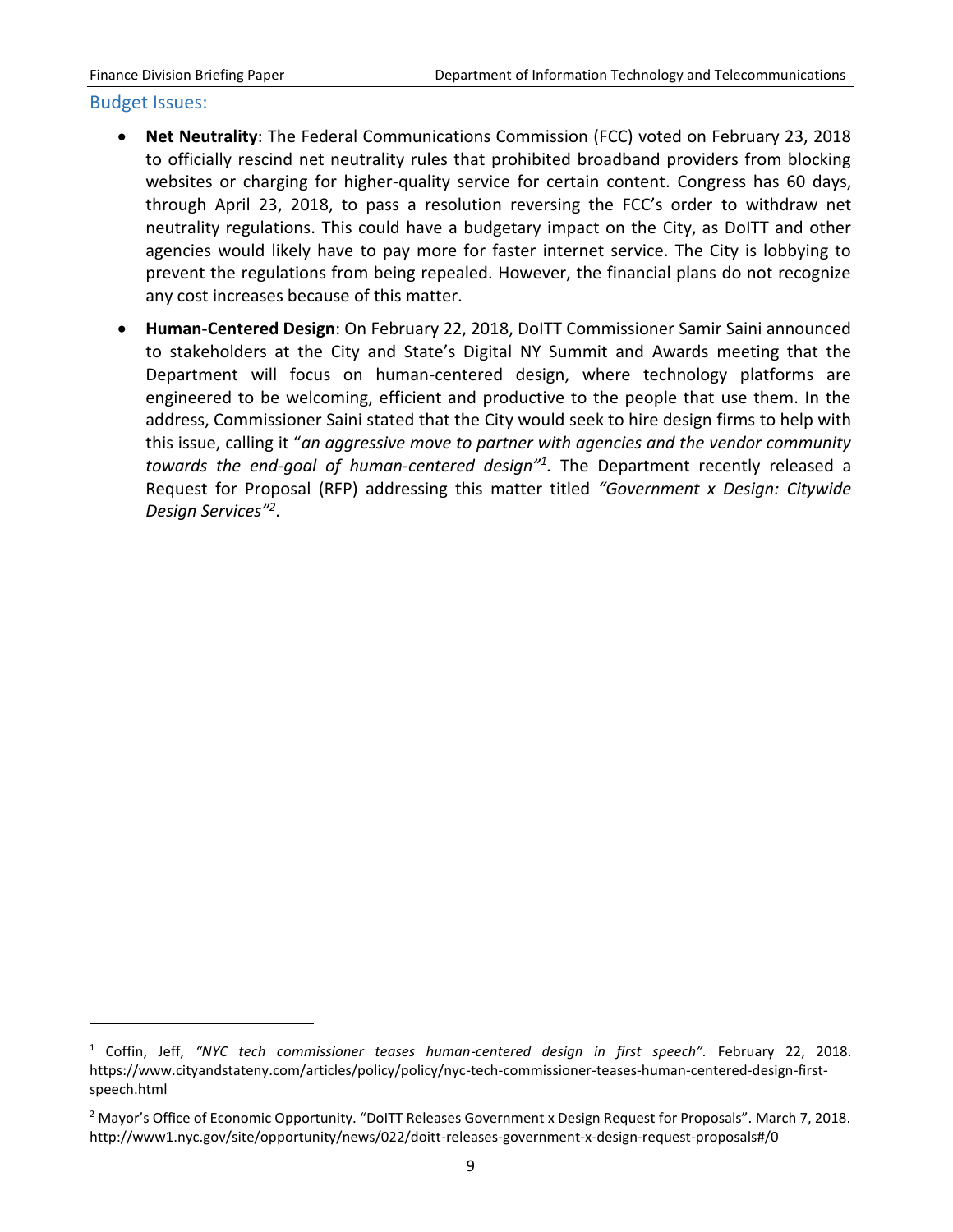## Budget Issues:

- **Net Neutrality**: The Federal Communications Commission (FCC) voted on February 23, 2018 to officially rescind net neutrality rules that prohibited broadband providers from blocking websites or charging for higher-quality service for certain content. Congress has 60 days, through April 23, 2018, to pass a resolution reversing the FCC's order to withdraw net neutrality regulations. This could have a budgetary impact on the City, as DoITT and other agencies would likely have to pay more for faster internet service. The City is lobbying to prevent the regulations from being repealed. However, the financial plans do not recognize any cost increases because of this matter.
- **Human-Centered Design**: On February 22, 2018, DoITT Commissioner Samir Saini announced to stakeholders at the City and State's Digital NY Summit and Awards meeting that the Department will focus on human-centered design, where technology platforms are engineered to be welcoming, efficient and productive to the people that use them. In the address, Commissioner Saini stated that the City would seek to hire design firms to help with this issue, calling it "*an aggressive move to partner with agencies and the vendor community towards the end-goal of human-centered design"*[1]. The Department recently released a Request for Proposal (RFP) addressing this matter titled *"Government x Design: Citywide Design Services"*[2].

---

[1] Coffin, Jeff, *"NYC tech commissioner teases human-centered design in first speech"*. February 22, 2018. https://www.cityandstateny.com/articles/policy/policy/nyc-tech-commissioner-teases-human-centered-design-first-speech.html

[2] Mayor's Office of Economic Opportunity. "DoITT Releases Government x Design Request for Proposals". March 7, 2018. http://www1.nyc.gov/site/opportunity/news/022/doitt-releases-government-x-design-request-proposals#/0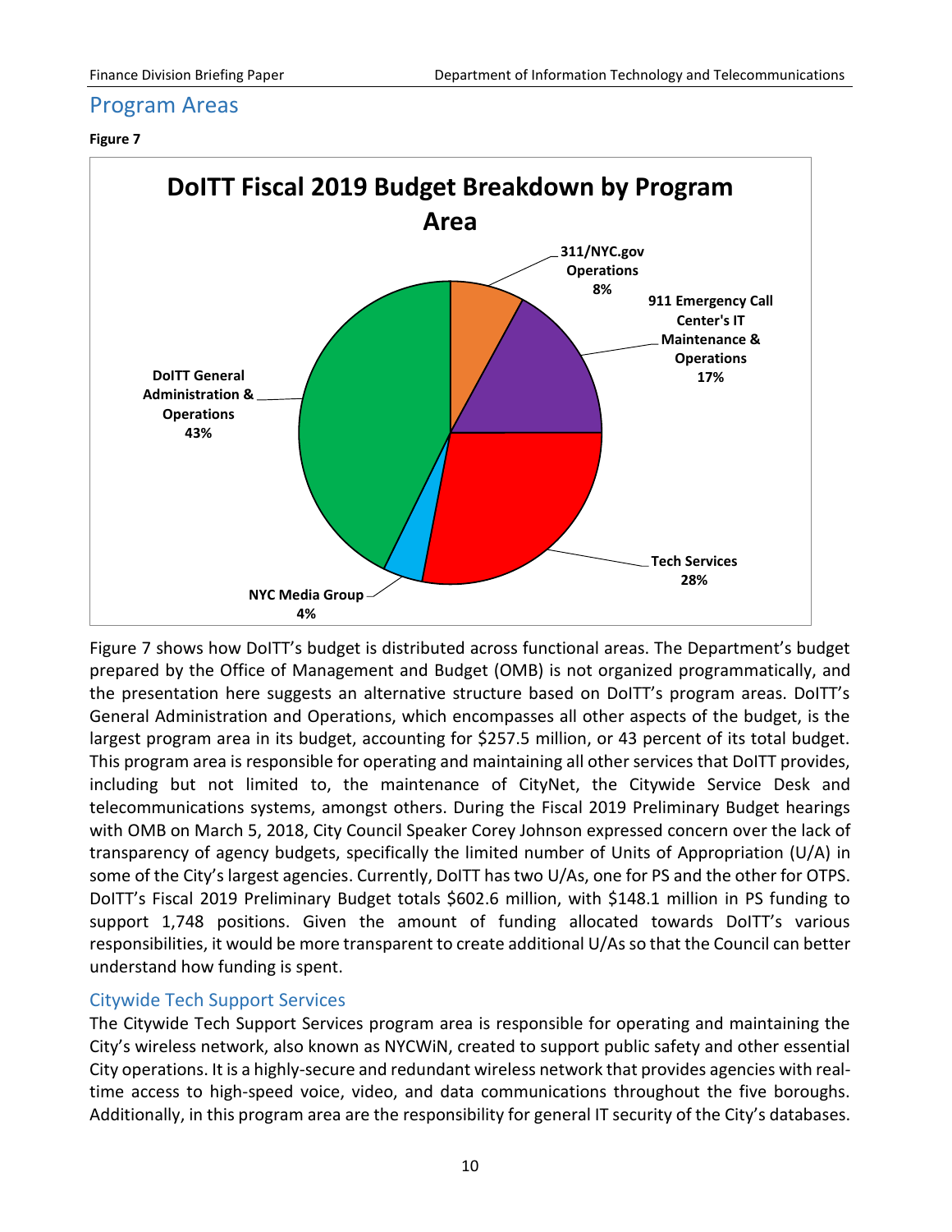## Program Areas

**Figure 7**

**DoITT Fiscal 2019 Budget Breakdown by Program Area**

| Program Area | Share |
| --- | --- |
| 311/NYC.gov Operations | 8% |
| 911 Emergency Call Center's IT Maintenance & Operations | 17% |
| Tech Services | 28% |
| NYC Media Group | 4% |
| DoITT General Administration & Operations | 43% |

Figure 7 shows how DoITT's budget is distributed across functional areas. The Department's budget prepared by the Office of Management and Budget (OMB) is not organized programmatically, and the presentation here suggests an alternative structure based on DoITT's program areas. DoITT's General Administration and Operations, which encompasses all other aspects of the budget, is the largest program area in its budget, accounting for $257.5 million, or 43 percent of its total budget. This program area is responsible for operating and maintaining all other services that DoITT provides, including but not limited to, the maintenance of CityNet, the Citywide Service Desk and telecommunications systems, amongst others. During the Fiscal 2019 Preliminary Budget hearings with OMB on March 5, 2018, City Council Speaker Corey Johnson expressed concern over the lack of transparency of agency budgets, specifically the limited number of Units of Appropriation (U/A) in some of the City's largest agencies. Currently, DoITT has two U/As, one for PS and the other for OTPS. DoITT's Fiscal 2019 Preliminary Budget totals $602.6 million, with $148.1 million in PS funding to support 1,748 positions. Given the amount of funding allocated towards DoITT's various responsibilities, it would be more transparent to create additional U/As so that the Council can better understand how funding is spent.

### Citywide Tech Support Services

The Citywide Tech Support Services program area is responsible for operating and maintaining the City's wireless network, also known as NYCWiN, created to support public safety and other essential City operations. It is a highly-secure and redundant wireless network that provides agencies with real-time access to high-speed voice, video, and data communications throughout the five boroughs. Additionally, in this program area are the responsibility for general IT security of the City's databases.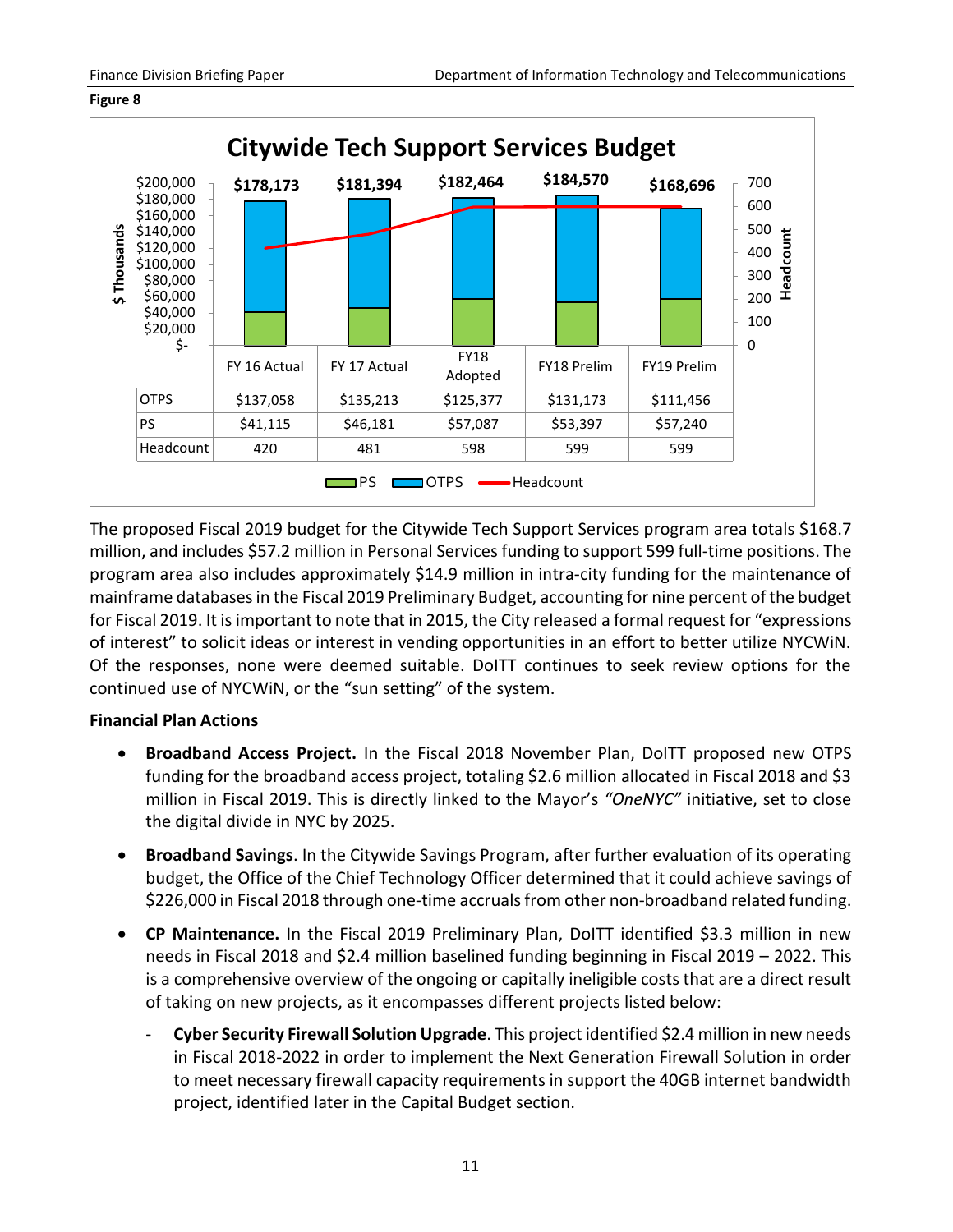**Figure 8**

**Citywide Tech Support Services Budget**

| | FY 16 Actual | FY 17 Actual | FY18 Adopted | FY18 Prelim | FY19 Prelim |
|---|---|---|---|---|---|
| Total | $178,173 | $181,394 | $182,464 | $184,570 | $168,696 |
| OTPS | $137,058 | $135,213 | $125,377 | $131,173 | $111,456 |
| PS | $41,115 | $46,181 | $57,087 | $53,397 | $57,240 |
| Headcount | 420 | 481 | 598 | 599 | 599 |

The proposed Fiscal 2019 budget for the Citywide Tech Support Services program area totals $168.7 million, and includes $57.2 million in Personal Services funding to support 599 full-time positions. The program area also includes approximately $14.9 million in intra-city funding for the maintenance of mainframe databases in the Fiscal 2019 Preliminary Budget, accounting for nine percent of the budget for Fiscal 2019. It is important to note that in 2015, the City released a formal request for "expressions of interest" to solicit ideas or interest in vending opportunities in an effort to better utilize NYCWiN. Of the responses, none were deemed suitable. DoITT continues to seek review options for the continued use of NYCWiN, or the "sun setting" of the system.

**Financial Plan Actions**

- **Broadband Access Project.** In the Fiscal 2018 November Plan, DoITT proposed new OTPS funding for the broadband access project, totaling $2.6 million allocated in Fiscal 2018 and $3 million in Fiscal 2019. This is directly linked to the Mayor's *"OneNYC"* initiative, set to close the digital divide in NYC by 2025.

- **Broadband Savings**. In the Citywide Savings Program, after further evaluation of its operating budget, the Office of the Chief Technology Officer determined that it could achieve savings of $226,000 in Fiscal 2018 through one-time accruals from other non-broadband related funding.

- **CP Maintenance.** In the Fiscal 2019 Preliminary Plan, DoITT identified $3.3 million in new needs in Fiscal 2018 and $2.4 million baselined funding beginning in Fiscal 2019 – 2022. This is a comprehensive overview of the ongoing or capitally ineligible costs that are a direct result of taking on new projects, as it encompasses different projects listed below:

  - **Cyber Security Firewall Solution Upgrade**. This project identified $2.4 million in new needs in Fiscal 2018-2022 in order to implement the Next Generation Firewall Solution in order to meet necessary firewall capacity requirements in support the 40GB internet bandwidth project, identified later in the Capital Budget section.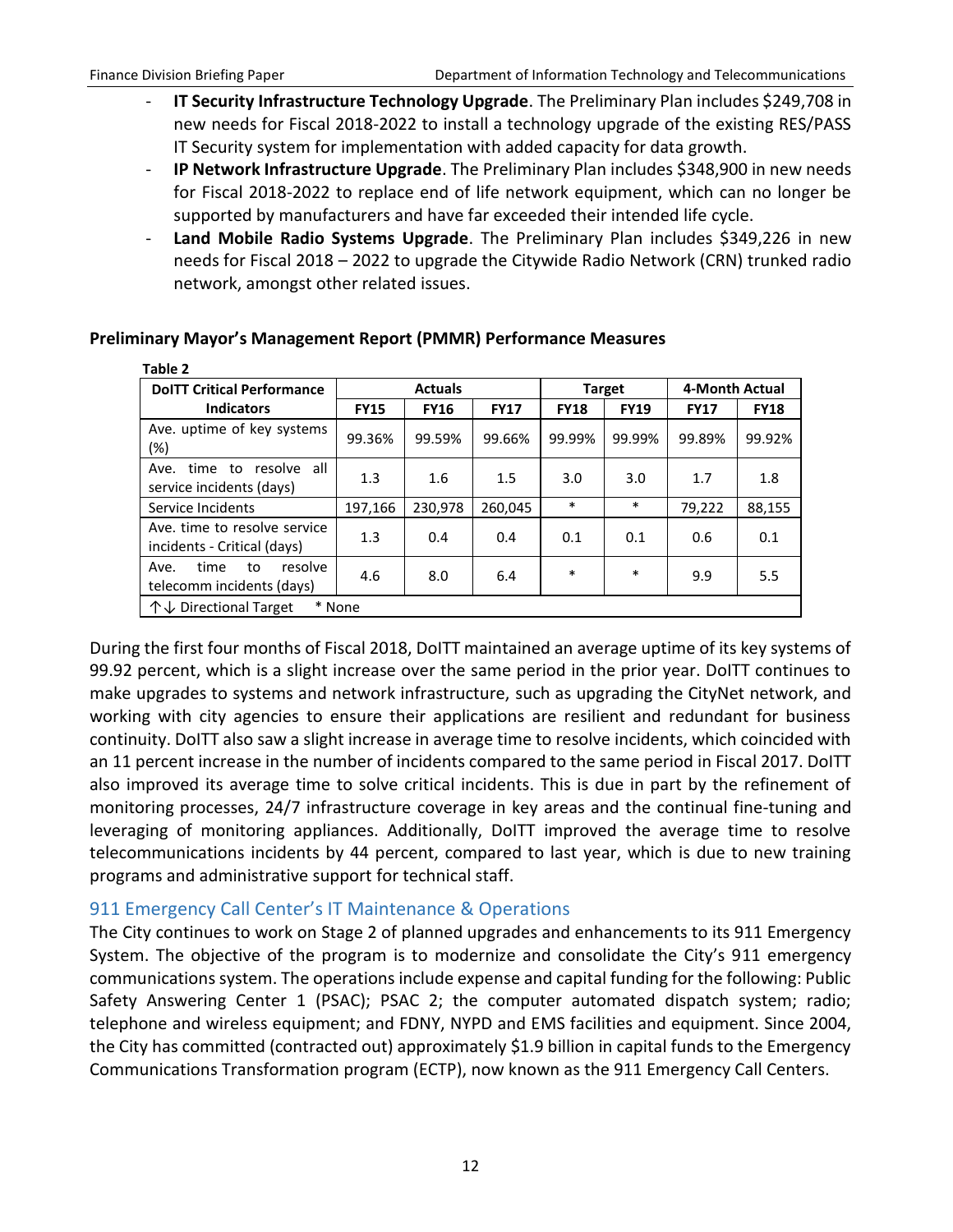- **IT Security Infrastructure Technology Upgrade**. The Preliminary Plan includes $249,708 in new needs for Fiscal 2018-2022 to install a technology upgrade of the existing RES/PASS IT Security system for implementation with added capacity for data growth.
- **IP Network Infrastructure Upgrade**. The Preliminary Plan includes $348,900 in new needs for Fiscal 2018-2022 to replace end of life network equipment, which can no longer be supported by manufacturers and have far exceeded their intended life cycle.
- **Land Mobile Radio Systems Upgrade**. The Preliminary Plan includes $349,226 in new needs for Fiscal 2018 – 2022 to upgrade the Citywide Radio Network (CRN) trunked radio network, amongst other related issues.

**Preliminary Mayor's Management Report (PMMR) Performance Measures**

**Table 2**

| DoITT Critical Performance Indicators | Actuals | | | Target | | 4-Month Actual | |
|---|---|---|---|---|---|---|---|
| | FY15 | FY16 | FY17 | FY18 | FY19 | FY17 | FY18 |
| Ave. uptime of key systems (%) | 99.36% | 99.59% | 99.66% | 99.99% | 99.99% | 99.89% | 99.92% |
| Ave. time to resolve all service incidents (days) | 1.3 | 1.6 | 1.5 | 3.0 | 3.0 | 1.7 | 1.8 |
| Service Incidents | 197,166 | 230,978 | 260,045 | * | * | 79,222 | 88,155 |
| Ave. time to resolve service incidents - Critical (days) | 1.3 | 0.4 | 0.4 | 0.1 | 0.1 | 0.6 | 0.1 |
| Ave. time to resolve telecomm incidents (days) | 4.6 | 8.0 | 6.4 | * | * | 9.9 | 5.5 |
| ↑↓ Directional Target * None | | | | | | | |

During the first four months of Fiscal 2018, DoITT maintained an average uptime of its key systems of 99.92 percent, which is a slight increase over the same period in the prior year. DoITT continues to make upgrades to systems and network infrastructure, such as upgrading the CityNet network, and working with city agencies to ensure their applications are resilient and redundant for business continuity. DoITT also saw a slight increase in average time to resolve incidents, which coincided with an 11 percent increase in the number of incidents compared to the same period in Fiscal 2017. DoITT also improved its average time to solve critical incidents. This is due in part by the refinement of monitoring processes, 24/7 infrastructure coverage in key areas and the continual fine-tuning and leveraging of monitoring appliances. Additionally, DoITT improved the average time to resolve telecommunications incidents by 44 percent, compared to last year, which is due to new training programs and administrative support for technical staff.

## 911 Emergency Call Center's IT Maintenance & Operations

The City continues to work on Stage 2 of planned upgrades and enhancements to its 911 Emergency System. The objective of the program is to modernize and consolidate the City's 911 emergency communications system. The operations include expense and capital funding for the following: Public Safety Answering Center 1 (PSAC); PSAC 2; the computer automated dispatch system; radio; telephone and wireless equipment; and FDNY, NYPD and EMS facilities and equipment. Since 2004, the City has committed (contracted out) approximately $1.9 billion in capital funds to the Emergency Communications Transformation program (ECTP), now known as the 911 Emergency Call Centers.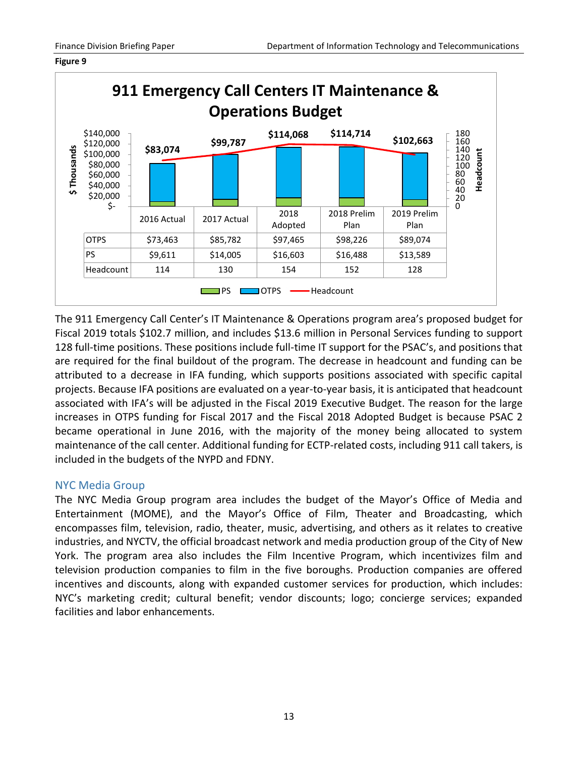**Figure 9**

**911 Emergency Call Centers IT Maintenance & Operations Budget**

| | 2016 Actual | 2017 Actual | 2018 Adopted | 2018 Prelim Plan | 2019 Prelim Plan |
|---|---|---|---|---|---|
| Total | $83,074 | $99,787 | $114,068 | $114,714 | $102,663 |
| OTPS | $73,463 | $85,782 | $97,465 | $98,226 | $89,074 |
| PS | $9,611 | $14,005 | $16,603 | $16,488 | $13,589 |
| Headcount | 114 | 130 | 154 | 152 | 128 |

$ Thousands; PS, OTPS, Headcount

The 911 Emergency Call Center's IT Maintenance & Operations program area's proposed budget for Fiscal 2019 totals $102.7 million, and includes $13.6 million in Personal Services funding to support 128 full-time positions. These positions include full-time IT support for the PSAC's, and positions that are required for the final buildout of the program. The decrease in headcount and funding can be attributed to a decrease in IFA funding, which supports positions associated with specific capital projects. Because IFA positions are evaluated on a year-to-year basis, it is anticipated that headcount associated with IFA's will be adjusted in the Fiscal 2019 Executive Budget. The reason for the large increases in OTPS funding for Fiscal 2017 and the Fiscal 2018 Adopted Budget is because PSAC 2 became operational in June 2016, with the majority of the money being allocated to system maintenance of the call center. Additional funding for ECTP-related costs, including 911 call takers, is included in the budgets of the NYPD and FDNY.

## NYC Media Group

The NYC Media Group program area includes the budget of the Mayor's Office of Media and Entertainment (MOME), and the Mayor's Office of Film, Theater and Broadcasting, which encompasses film, television, radio, theater, music, advertising, and others as it relates to creative industries, and NYCTV, the official broadcast network and media production group of the City of New York. The program area also includes the Film Incentive Program, which incentivizes film and television production companies to film in the five boroughs. Production companies are offered incentives and discounts, along with expanded customer services for production, which includes: NYC's marketing credit; cultural benefit; vendor discounts; logo; concierge services; expanded facilities and labor enhancements.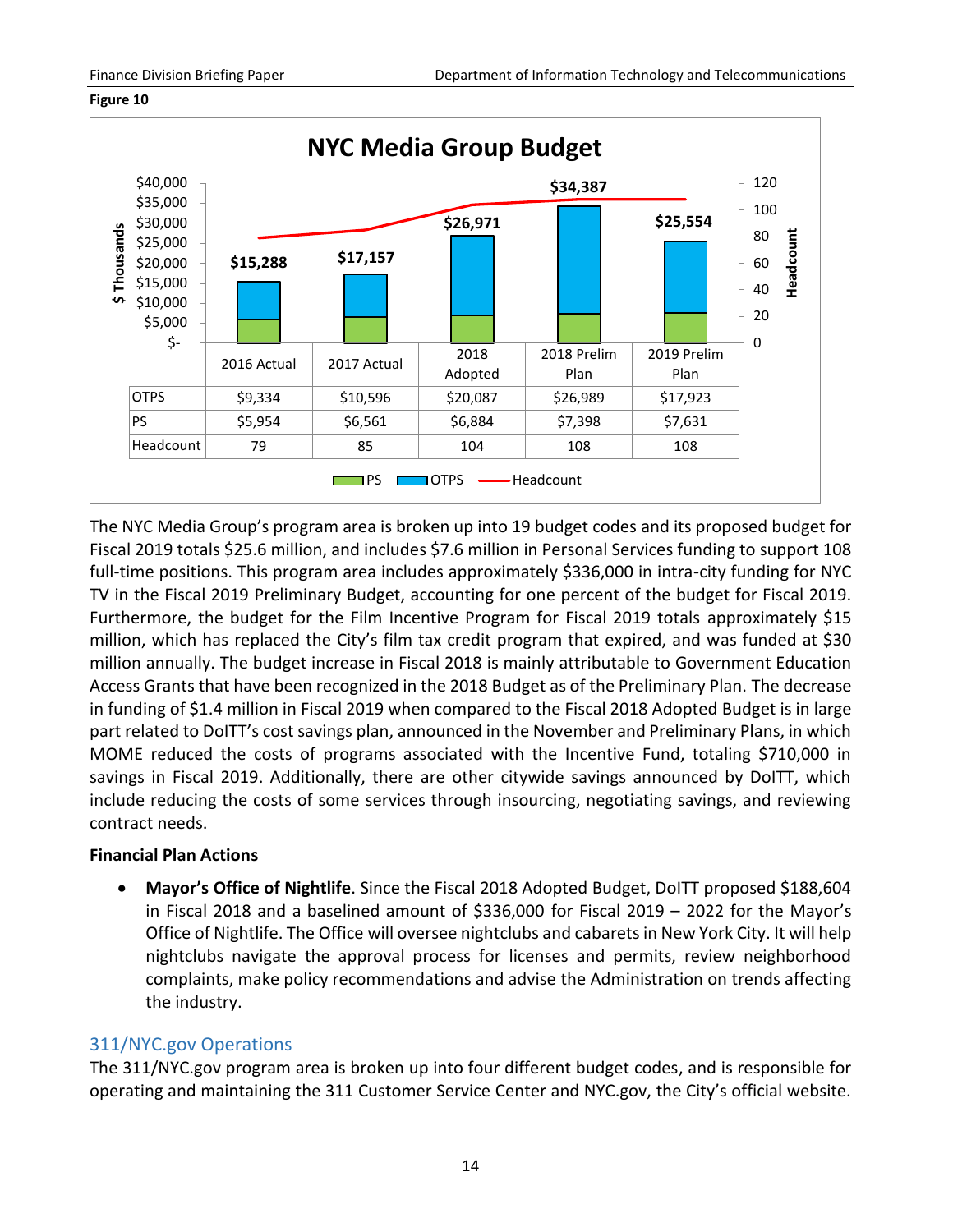**Figure 10**

**NYC Media Group Budget**

| | 2016 Actual | 2017 Actual | 2018 Adopted | 2018 Prelim Plan | 2019 Prelim Plan |
|---|---|---|---|---|---|
| OTPS | $9,334 | $10,596 | $20,087 | $26,989 | $17,923 |
| PS | $5,954 | $6,561 | $6,884 | $7,398 | $7,631 |
| Headcount | 79 | 85 | 104 | 108 | 108 |
| Total ($ Thousands) | $15,288 | $17,157 | $26,971 | $34,387 | $25,554 |

The NYC Media Group's program area is broken up into 19 budget codes and its proposed budget for Fiscal 2019 totals $25.6 million, and includes $7.6 million in Personal Services funding to support 108 full-time positions. This program area includes approximately $336,000 in intra-city funding for NYC TV in the Fiscal 2019 Preliminary Budget, accounting for one percent of the budget for Fiscal 2019. Furthermore, the budget for the Film Incentive Program for Fiscal 2019 totals approximately $15 million, which has replaced the City's film tax credit program that expired, and was funded at $30 million annually. The budget increase in Fiscal 2018 is mainly attributable to Government Education Access Grants that have been recognized in the 2018 Budget as of the Preliminary Plan. The decrease in funding of $1.4 million in Fiscal 2019 when compared to the Fiscal 2018 Adopted Budget is in large part related to DoITT's cost savings plan, announced in the November and Preliminary Plans, in which MOME reduced the costs of programs associated with the Incentive Fund, totaling $710,000 in savings in Fiscal 2019. Additionally, there are other citywide savings announced by DoITT, which include reducing the costs of some services through insourcing, negotiating savings, and reviewing contract needs.

**Financial Plan Actions**

- **Mayor's Office of Nightlife**. Since the Fiscal 2018 Adopted Budget, DoITT proposed $188,604 in Fiscal 2018 and a baselined amount of $336,000 for Fiscal 2019 – 2022 for the Mayor's Office of Nightlife. The Office will oversee nightclubs and cabarets in New York City. It will help nightclubs navigate the approval process for licenses and permits, review neighborhood complaints, make policy recommendations and advise the Administration on trends affecting the industry.

## 311/NYC.gov Operations

The 311/NYC.gov program area is broken up into four different budget codes, and is responsible for operating and maintaining the 311 Customer Service Center and NYC.gov, the City's official website.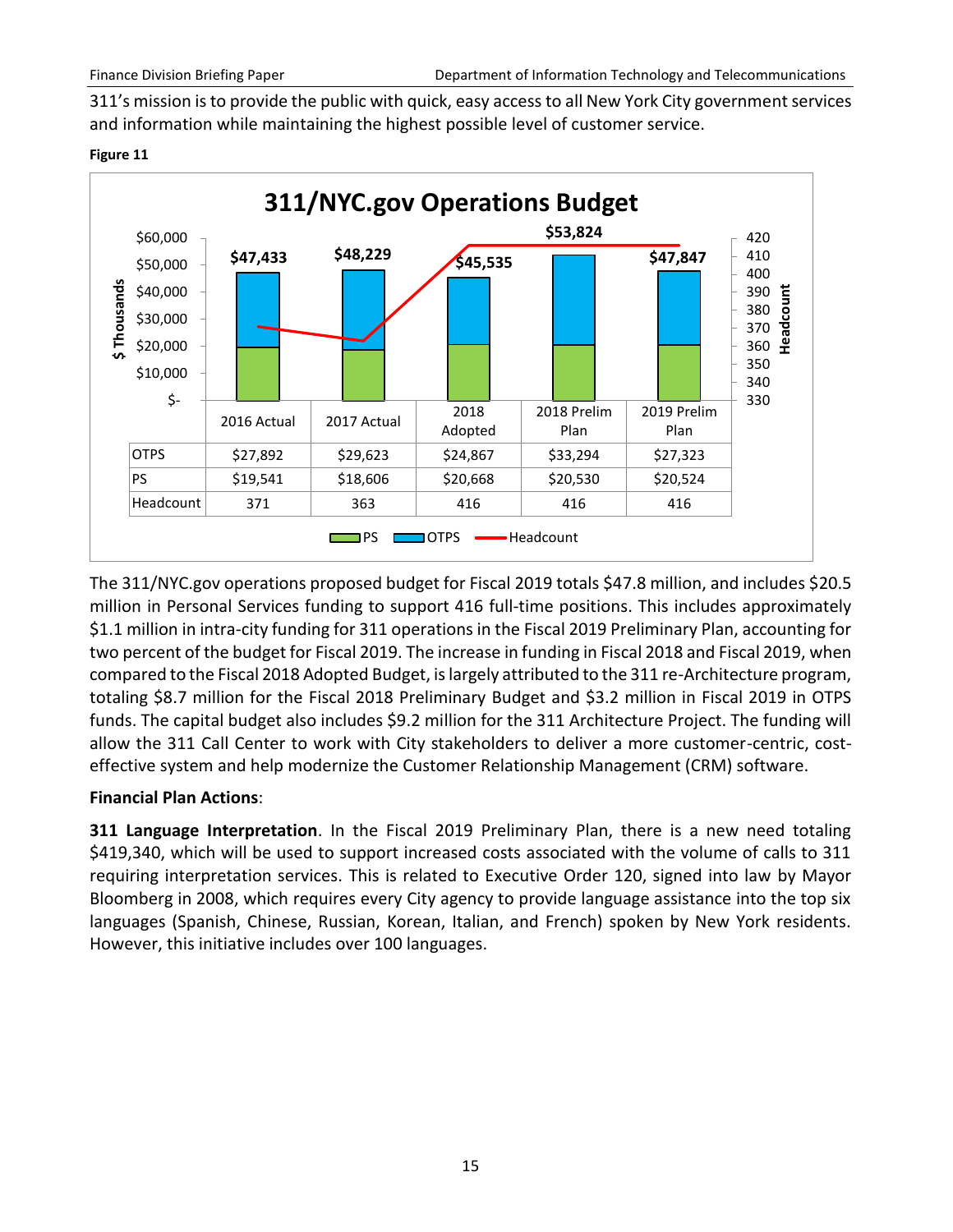311's mission is to provide the public with quick, easy access to all New York City government services and information while maintaining the highest possible level of customer service.

**Figure 11**

**311/NYC.gov Operations Budget**

| | 2016 Actual | 2017 Actual | 2018 Adopted | 2018 Prelim Plan | 2019 Prelim Plan |
|---|---|---|---|---|---|
| Total | $47,433 | $48,229 | $45,535 | $53,824 | $47,847 |
| OTPS | $27,892 | $29,623 | $24,867 | $33,294 | $27,323 |
| PS | $19,541 | $18,606 | $20,668 | $20,530 | $20,524 |
| Headcount | 371 | 363 | 416 | 416 | 416 |

The 311/NYC.gov operations proposed budget for Fiscal 2019 totals $47.8 million, and includes $20.5 million in Personal Services funding to support 416 full-time positions. This includes approximately $1.1 million in intra-city funding for 311 operations in the Fiscal 2019 Preliminary Plan, accounting for two percent of the budget for Fiscal 2019. The increase in funding in Fiscal 2018 and Fiscal 2019, when compared to the Fiscal 2018 Adopted Budget, is largely attributed to the 311 re-Architecture program, totaling $8.7 million for the Fiscal 2018 Preliminary Budget and $3.2 million in Fiscal 2019 in OTPS funds. The capital budget also includes $9.2 million for the 311 Architecture Project. The funding will allow the 311 Call Center to work with City stakeholders to deliver a more customer-centric, cost-effective system and help modernize the Customer Relationship Management (CRM) software.

**Financial Plan Actions**:

**311 Language Interpretation**. In the Fiscal 2019 Preliminary Plan, there is a new need totaling $419,340, which will be used to support increased costs associated with the volume of calls to 311 requiring interpretation services. This is related to Executive Order 120, signed into law by Mayor Bloomberg in 2008, which requires every City agency to provide language assistance into the top six languages (Spanish, Chinese, Russian, Korean, Italian, and French) spoken by New York residents. However, this initiative includes over 100 languages.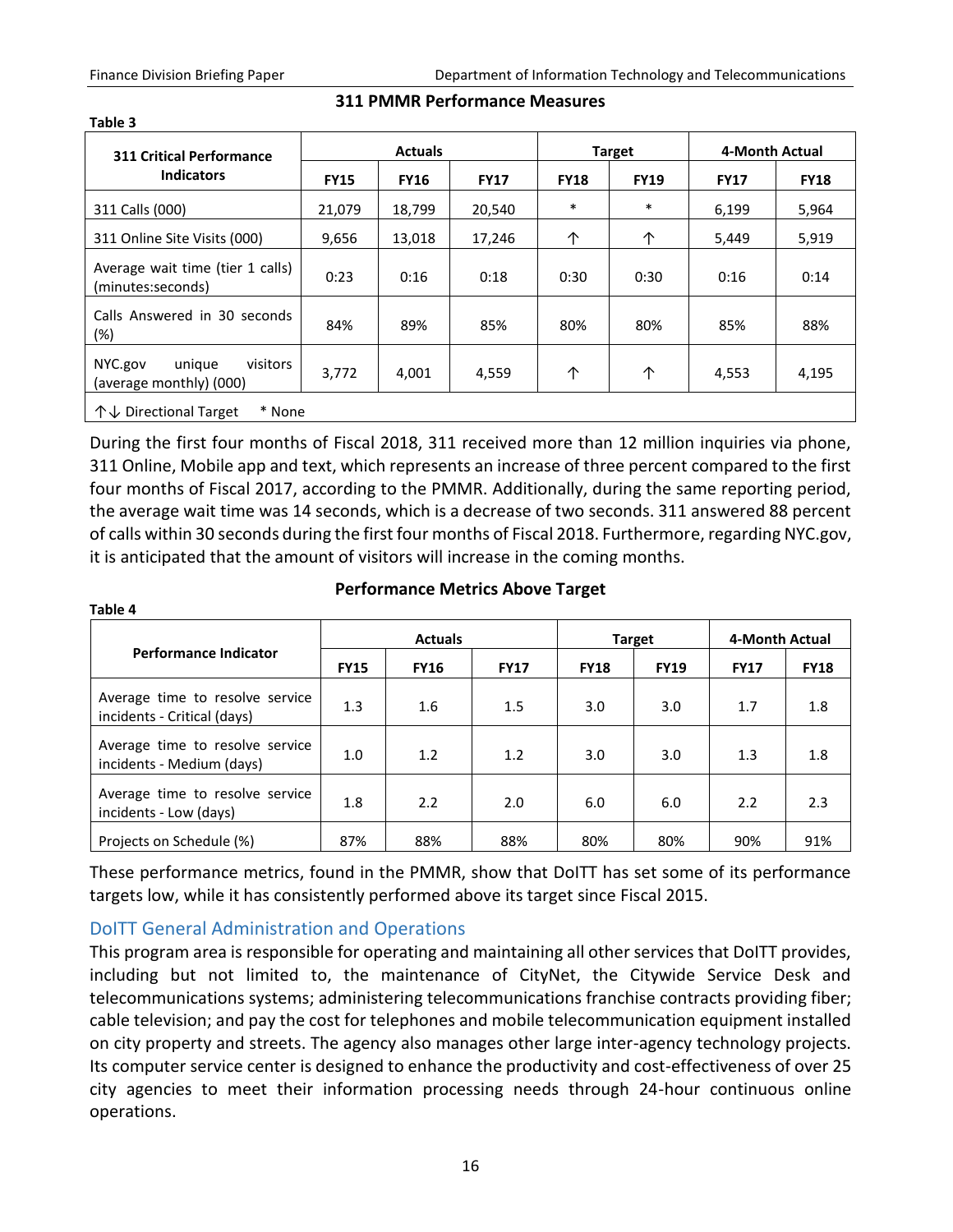**311 PMMR Performance Measures**

**Table 3**

| 311 Critical Performance Indicators | Actuals | | | Target | | 4-Month Actual | |
|---|---|---|---|---|---|---|---|
| | FY15 | FY16 | FY17 | FY18 | FY19 | FY17 | FY18 |
| 311 Calls (000) | 21,079 | 18,799 | 20,540 | * | * | 6,199 | 5,964 |
| 311 Online Site Visits (000) | 9,656 | 13,018 | 17,246 | ↑ | ↑ | 5,449 | 5,919 |
| Average wait time (tier 1 calls) (minutes:seconds) | 0:23 | 0:16 | 0:18 | 0:30 | 0:30 | 0:16 | 0:14 |
| Calls Answered in 30 seconds (%) | 84% | 89% | 85% | 80% | 80% | 85% | 88% |
| NYC.gov unique visitors (average monthly) (000) | 3,772 | 4,001 | 4,559 | ↑ | ↑ | 4,553 | 4,195 |
| ↑↓ Directional Target * None | | | | | | | |

During the first four months of Fiscal 2018, 311 received more than 12 million inquiries via phone, 311 Online, Mobile app and text, which represents an increase of three percent compared to the first four months of Fiscal 2017, according to the PMMR. Additionally, during the same reporting period, the average wait time was 14 seconds, which is a decrease of two seconds. 311 answered 88 percent of calls within 30 seconds during the first four months of Fiscal 2018. Furthermore, regarding NYC.gov, it is anticipated that the amount of visitors will increase in the coming months.

**Performance Metrics Above Target**

**Table 4**

| Performance Indicator | Actuals | | | Target | | 4-Month Actual | |
|---|---|---|---|---|---|---|---|
| | FY15 | FY16 | FY17 | FY18 | FY19 | FY17 | FY18 |
| Average time to resolve service incidents - Critical (days) | 1.3 | 1.6 | 1.5 | 3.0 | 3.0 | 1.7 | 1.8 |
| Average time to resolve service incidents - Medium (days) | 1.0 | 1.2 | 1.2 | 3.0 | 3.0 | 1.3 | 1.8 |
| Average time to resolve service incidents - Low (days) | 1.8 | 2.2 | 2.0 | 6.0 | 6.0 | 2.2 | 2.3 |
| Projects on Schedule (%) | 87% | 88% | 88% | 80% | 80% | 90% | 91% |

These performance metrics, found in the PMMR, show that DoITT has set some of its performance targets low, while it has consistently performed above its target since Fiscal 2015.

## DoITT General Administration and Operations

This program area is responsible for operating and maintaining all other services that DoITT provides, including but not limited to, the maintenance of CityNet, the Citywide Service Desk and telecommunications systems; administering telecommunications franchise contracts providing fiber; cable television; and pay the cost for telephones and mobile telecommunication equipment installed on city property and streets. The agency also manages other large inter-agency technology projects. Its computer service center is designed to enhance the productivity and cost-effectiveness of over 25 city agencies to meet their information processing needs through 24-hour continuous online operations.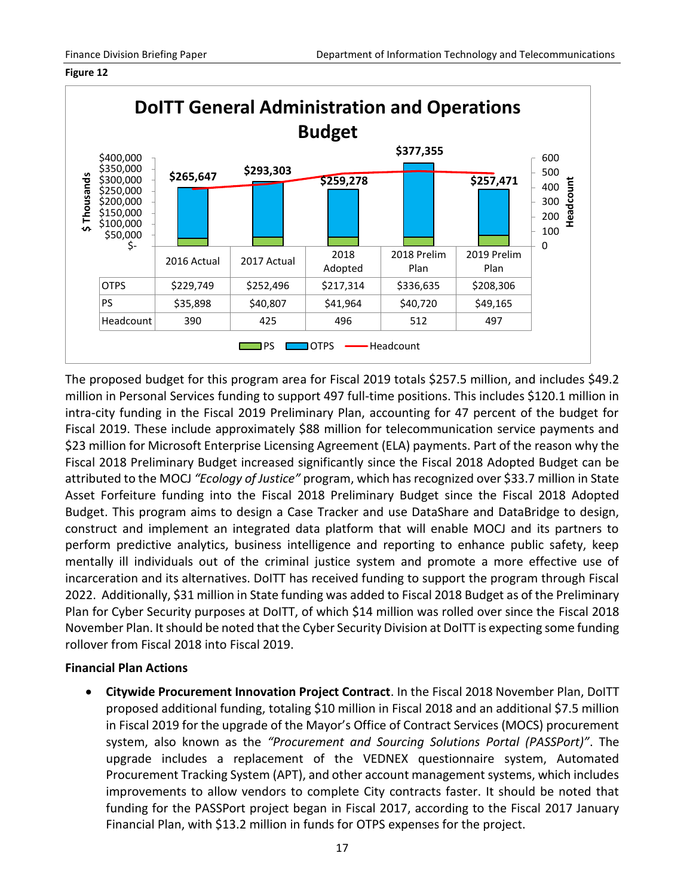**Figure 12**

**DoITT General Administration and Operations Budget**

| | 2016 Actual | 2017 Actual | 2018 Adopted | 2018 Prelim Plan | 2019 Prelim Plan |
|---|---|---|---|---|---|
| Total | $265,647 | $293,303 | $259,278 | $377,355 | $257,471 |
| OTPS | $229,749 | $252,496 | $217,314 | $336,635 | $208,306 |
| PS | $35,898 | $40,807 | $41,964 | $40,720 | $49,165 |
| Headcount | 390 | 425 | 496 | 512 | 497 |

The proposed budget for this program area for Fiscal 2019 totals $257.5 million, and includes $49.2 million in Personal Services funding to support 497 full-time positions. This includes $120.1 million in intra-city funding in the Fiscal 2019 Preliminary Plan, accounting for 47 percent of the budget for Fiscal 2019. These include approximately $88 million for telecommunication service payments and $23 million for Microsoft Enterprise Licensing Agreement (ELA) payments. Part of the reason why the Fiscal 2018 Preliminary Budget increased significantly since the Fiscal 2018 Adopted Budget can be attributed to the MOCJ *"Ecology of Justice"* program, which has recognized over $33.7 million in State Asset Forfeiture funding into the Fiscal 2018 Preliminary Budget since the Fiscal 2018 Adopted Budget. This program aims to design a Case Tracker and use DataShare and DataBridge to design, construct and implement an integrated data platform that will enable MOCJ and its partners to perform predictive analytics, business intelligence and reporting to enhance public safety, keep mentally ill individuals out of the criminal justice system and promote a more effective use of incarceration and its alternatives. DoITT has received funding to support the program through Fiscal 2022. Additionally, $31 million in State funding was added to Fiscal 2018 Budget as of the Preliminary Plan for Cyber Security purposes at DoITT, of which $14 million was rolled over since the Fiscal 2018 November Plan. It should be noted that the Cyber Security Division at DoITT is expecting some funding rollover from Fiscal 2018 into Fiscal 2019.

**Financial Plan Actions**

- **Citywide Procurement Innovation Project Contract**. In the Fiscal 2018 November Plan, DoITT proposed additional funding, totaling $10 million in Fiscal 2018 and an additional $7.5 million in Fiscal 2019 for the upgrade of the Mayor's Office of Contract Services (MOCS) procurement system, also known as the *"Procurement and Sourcing Solutions Portal (PASSPort)"*. The upgrade includes a replacement of the VEDNEX questionnaire system, Automated Procurement Tracking System (APT), and other account management systems, which includes improvements to allow vendors to complete City contracts faster. It should be noted that funding for the PASSPort project began in Fiscal 2017, according to the Fiscal 2017 January Financial Plan, with $13.2 million in funds for OTPS expenses for the project.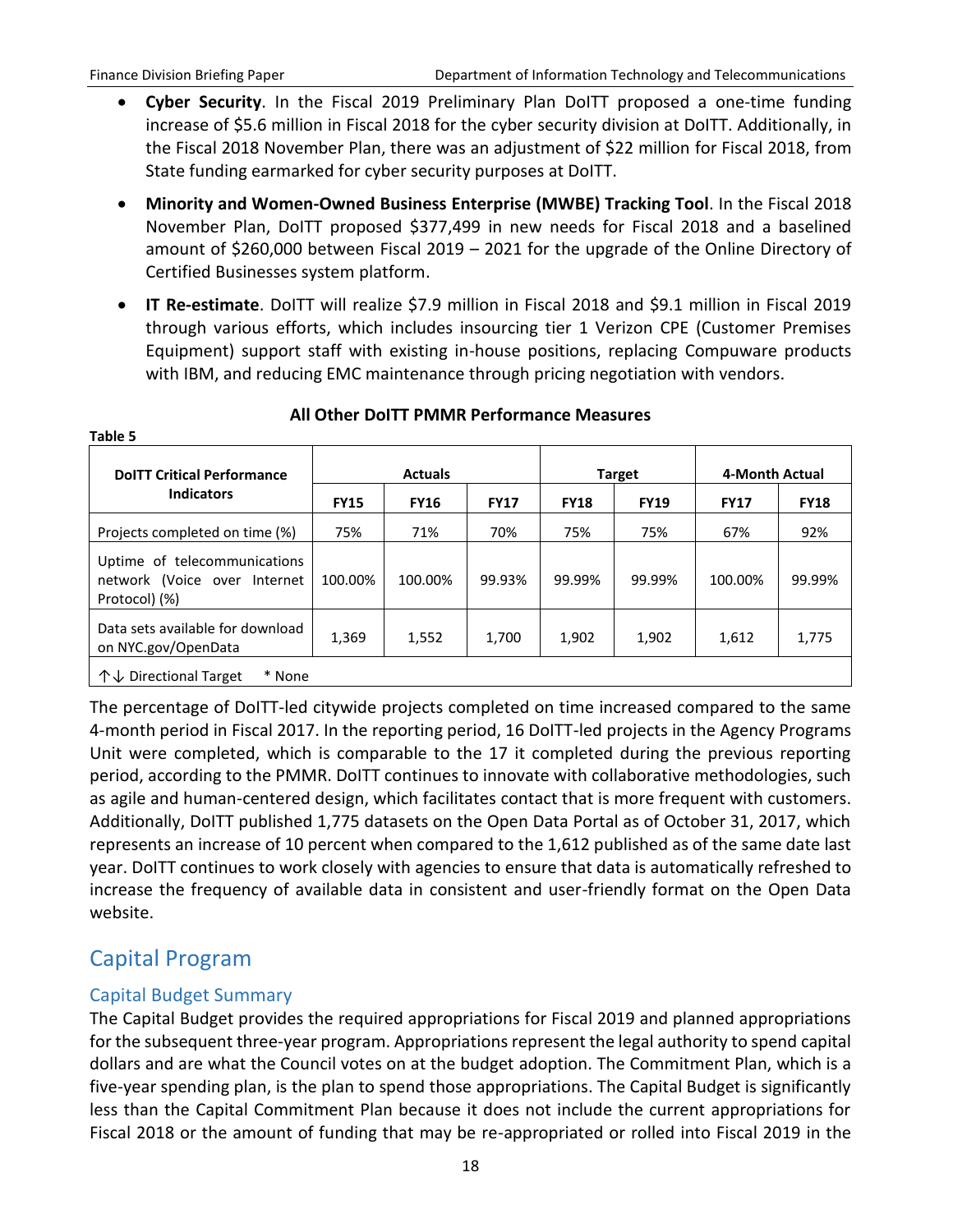- **Cyber Security**. In the Fiscal 2019 Preliminary Plan DoITT proposed a one-time funding increase of $5.6 million in Fiscal 2018 for the cyber security division at DoITT. Additionally, in the Fiscal 2018 November Plan, there was an adjustment of $22 million for Fiscal 2018, from State funding earmarked for cyber security purposes at DoITT.
- **Minority and Women-Owned Business Enterprise (MWBE) Tracking Tool**. In the Fiscal 2018 November Plan, DoITT proposed $377,499 in new needs for Fiscal 2018 and a baselined amount of $260,000 between Fiscal 2019 – 2021 for the upgrade of the Online Directory of Certified Businesses system platform.
- **IT Re-estimate**. DoITT will realize $7.9 million in Fiscal 2018 and $9.1 million in Fiscal 2019 through various efforts, which includes insourcing tier 1 Verizon CPE (Customer Premises Equipment) support staff with existing in-house positions, replacing Compuware products with IBM, and reducing EMC maintenance through pricing negotiation with vendors.

**Table 5**

**All Other DoITT PMMR Performance Measures**

| DoITT Critical Performance Indicators | Actuals | | | Target | | 4-Month Actual | |
|---|---|---|---|---|---|---|---|
| | FY15 | FY16 | FY17 | FY18 | FY19 | FY17 | FY18 |
| Projects completed on time (%) | 75% | 71% | 70% | 75% | 75% | 67% | 92% |
| Uptime of telecommunications network (Voice over Internet Protocol) (%) | 100.00% | 100.00% | 99.93% | 99.99% | 99.99% | 100.00% | 99.99% |
| Data sets available for download on NYC.gov/OpenData | 1,369 | 1,552 | 1,700 | 1,902 | 1,902 | 1,612 | 1,775 |
| ↑↓ Directional Target * None | | | | | | | |

The percentage of DoITT-led citywide projects completed on time increased compared to the same 4-month period in Fiscal 2017. In the reporting period, 16 DoITT-led projects in the Agency Programs Unit were completed, which is comparable to the 17 it completed during the previous reporting period, according to the PMMR. DoITT continues to innovate with collaborative methodologies, such as agile and human-centered design, which facilitates contact that is more frequent with customers. Additionally, DoITT published 1,775 datasets on the Open Data Portal as of October 31, 2017, which represents an increase of 10 percent when compared to the 1,612 published as of the same date last year. DoITT continues to work closely with agencies to ensure that data is automatically refreshed to increase the frequency of available data in consistent and user-friendly format on the Open Data website.

## Capital Program

### Capital Budget Summary

The Capital Budget provides the required appropriations for Fiscal 2019 and planned appropriations for the subsequent three-year program. Appropriations represent the legal authority to spend capital dollars and are what the Council votes on at the budget adoption. The Commitment Plan, which is a five-year spending plan, is the plan to spend those appropriations. The Capital Budget is significantly less than the Capital Commitment Plan because it does not include the current appropriations for Fiscal 2018 or the amount of funding that may be re-appropriated or rolled into Fiscal 2019 in the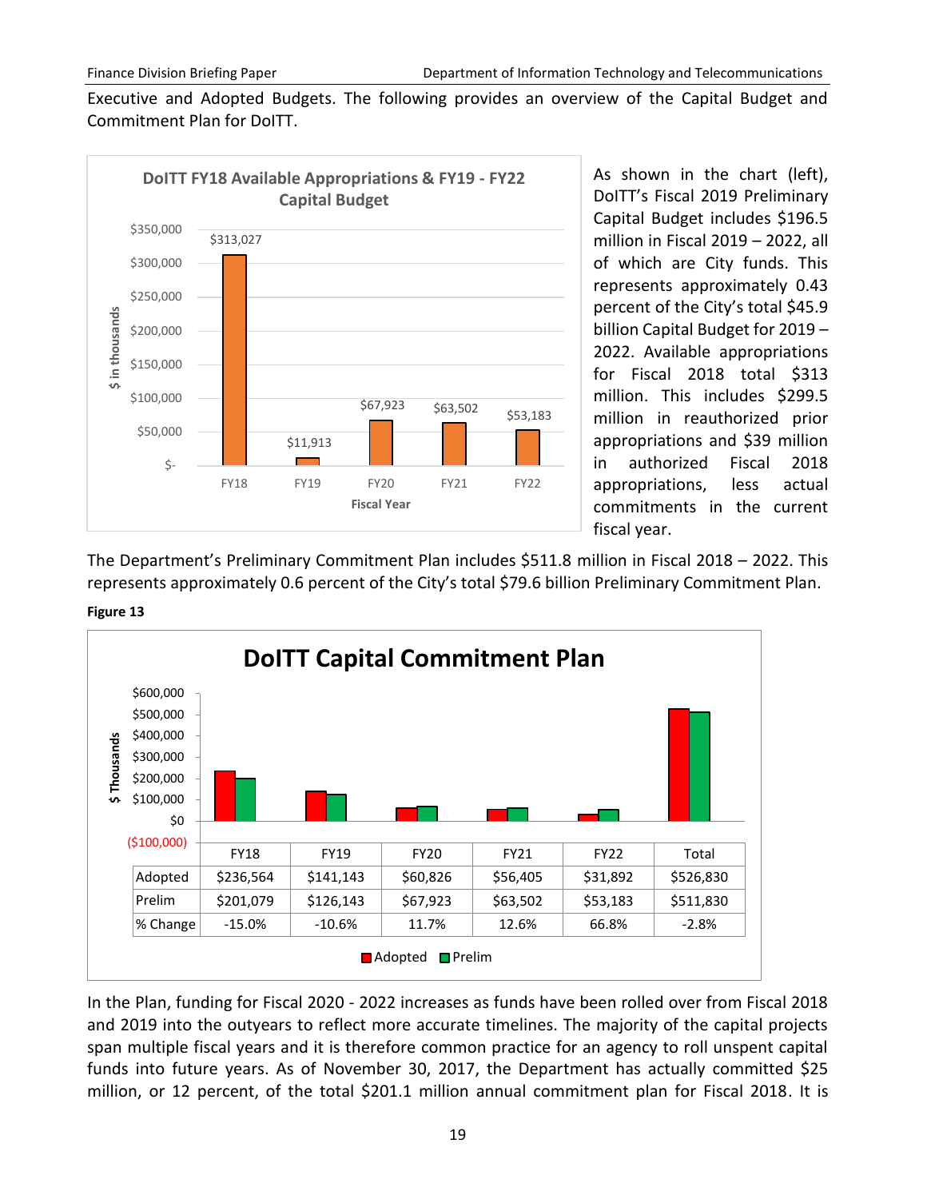Executive and Adopted Budgets. The following provides an overview of the Capital Budget and Commitment Plan for DoITT.

**DoITT FY18 Available Appropriations & FY19 - FY22 Capital Budget**

| Fiscal Year | $ in thousands |
|---|---|
| FY18 | $313,027 |
| FY19 | $11,913 |
| FY20 | $67,923 |
| FY21 | $63,502 |
| FY22 | $53,183 |

As shown in the chart (left), DoITT's Fiscal 2019 Preliminary Capital Budget includes $196.5 million in Fiscal 2019 – 2022, all of which are City funds. This represents approximately 0.43 percent of the City's total $45.9 billion Capital Budget for 2019 – 2022. Available appropriations for Fiscal 2018 total $313 million. This includes $299.5 million in reauthorized prior appropriations and $39 million in authorized Fiscal 2018 appropriations, less actual commitments in the current fiscal year.

The Department's Preliminary Commitment Plan includes $511.8 million in Fiscal 2018 – 2022. This represents approximately 0.6 percent of the City's total $79.6 billion Preliminary Commitment Plan.

**Figure 13**

**DoITT Capital Commitment Plan**

| | FY18 | FY19 | FY20 | FY21 | FY22 | Total |
|---|---|---|---|---|---|---|
| Adopted | $236,564 | $141,143 | $60,826 | $56,405 | $31,892 | $526,830 |
| Prelim | $201,079 | $126,143 | $67,923 | $63,502 | $53,183 | $511,830 |
| % Change | -15.0% | -10.6% | 11.7% | 12.6% | 66.8% | -2.8% |

In the Plan, funding for Fiscal 2020 - 2022 increases as funds have been rolled over from Fiscal 2018 and 2019 into the outyears to reflect more accurate timelines. The majority of the capital projects span multiple fiscal years and it is therefore common practice for an agency to roll unspent capital funds into future years. As of November 30, 2017, the Department has actually committed $25 million, or 12 percent, of the total $201.1 million annual commitment plan for Fiscal 2018. It is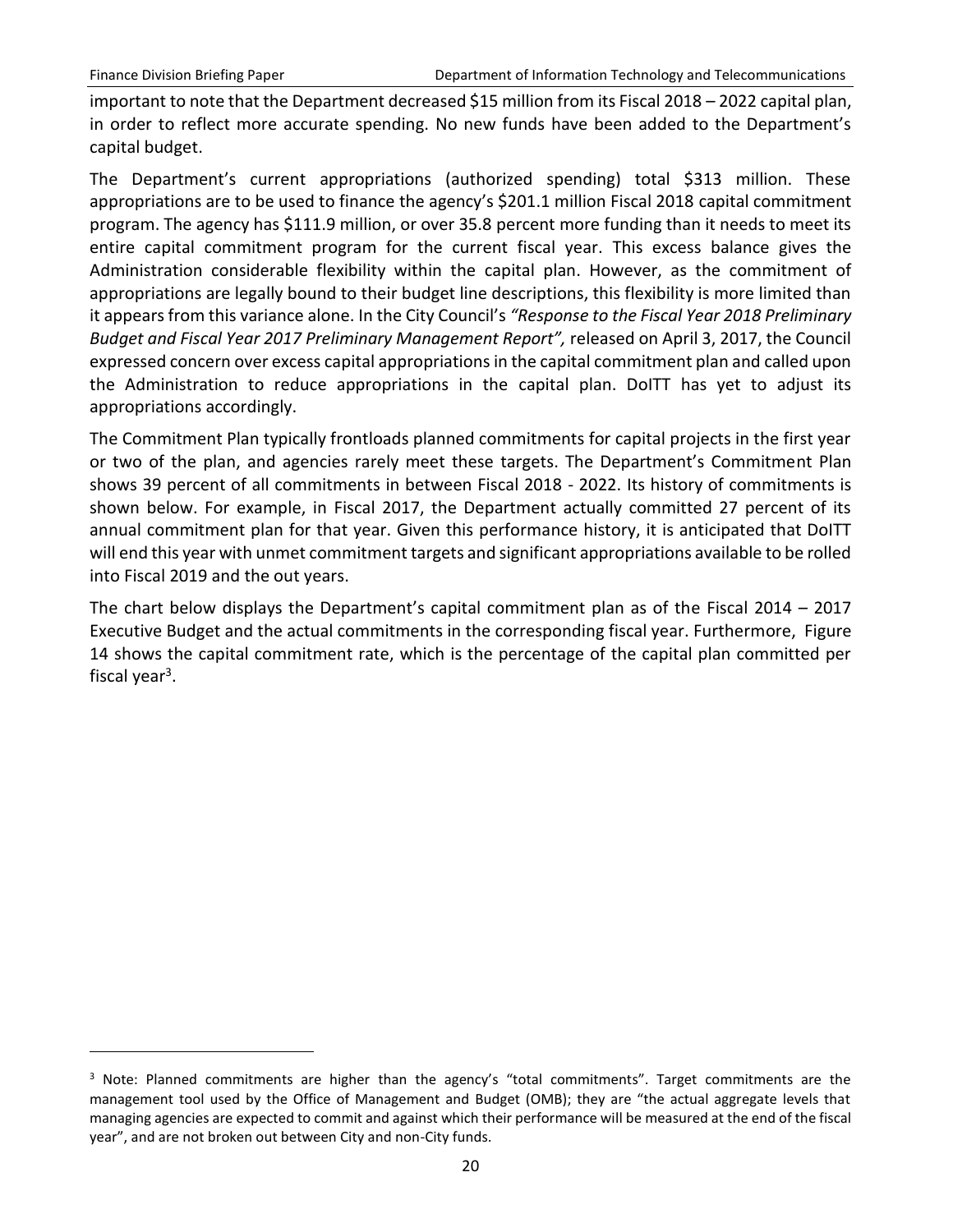important to note that the Department decreased $15 million from its Fiscal 2018 – 2022 capital plan, in order to reflect more accurate spending. No new funds have been added to the Department's capital budget.

The Department's current appropriations (authorized spending) total $313 million. These appropriations are to be used to finance the agency's $201.1 million Fiscal 2018 capital commitment program. The agency has $111.9 million, or over 35.8 percent more funding than it needs to meet its entire capital commitment program for the current fiscal year. This excess balance gives the Administration considerable flexibility within the capital plan. However, as the commitment of appropriations are legally bound to their budget line descriptions, this flexibility is more limited than it appears from this variance alone. In the City Council's *"Response to the Fiscal Year 2018 Preliminary Budget and Fiscal Year 2017 Preliminary Management Report",* released on April 3, 2017, the Council expressed concern over excess capital appropriations in the capital commitment plan and called upon the Administration to reduce appropriations in the capital plan. DoITT has yet to adjust its appropriations accordingly.

The Commitment Plan typically frontloads planned commitments for capital projects in the first year or two of the plan, and agencies rarely meet these targets. The Department's Commitment Plan shows 39 percent of all commitments in between Fiscal 2018 - 2022. Its history of commitments is shown below. For example, in Fiscal 2017, the Department actually committed 27 percent of its annual commitment plan for that year. Given this performance history, it is anticipated that DoITT will end this year with unmet commitment targets and significant appropriations available to be rolled into Fiscal 2019 and the out years.

The chart below displays the Department's capital commitment plan as of the Fiscal 2014 – 2017 Executive Budget and the actual commitments in the corresponding fiscal year. Furthermore, Figure 14 shows the capital commitment rate, which is the percentage of the capital plan committed per fiscal year[3].

[3] Note: Planned commitments are higher than the agency's "total commitments". Target commitments are the management tool used by the Office of Management and Budget (OMB); they are "the actual aggregate levels that managing agencies are expected to commit and against which their performance will be measured at the end of the fiscal year", and are not broken out between City and non-City funds.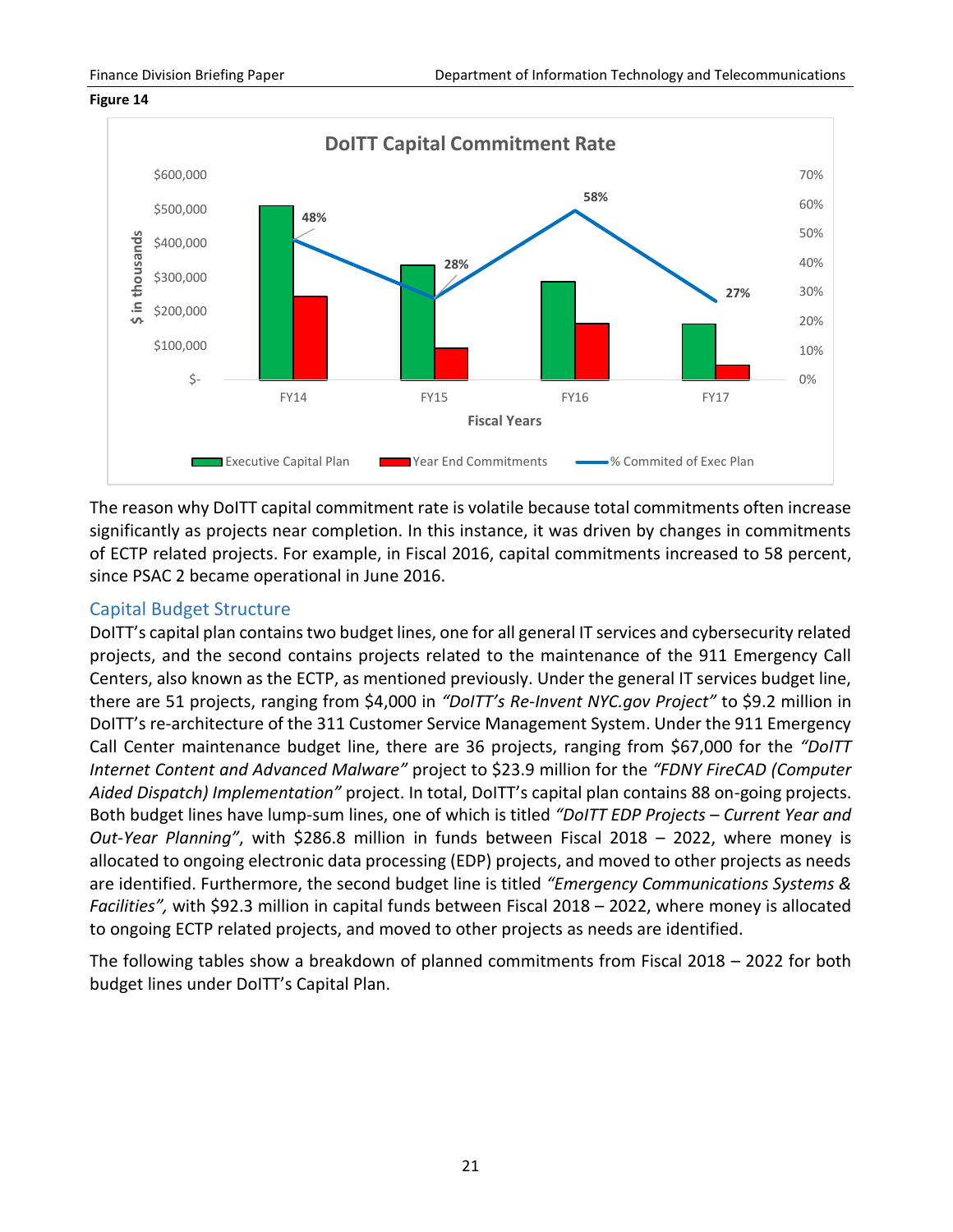**Figure 14**

The reason why DoITT capital commitment rate is volatile because total commitments often increase significantly as projects near completion. In this instance, it was driven by changes in commitments of ECTP related projects. For example, in Fiscal 2016, capital commitments increased to 58 percent, since PSAC 2 became operational in June 2016.

## Capital Budget Structure

DoITT's capital plan contains two budget lines, one for all general IT services and cybersecurity related projects, and the second contains projects related to the maintenance of the 911 Emergency Call Centers, also known as the ECTP, as mentioned previously. Under the general IT services budget line, there are 51 projects, ranging from $4,000 in *"DoITT's Re-Invent NYC.gov Project"* to $9.2 million in DoITT's re-architecture of the 311 Customer Service Management System. Under the 911 Emergency Call Center maintenance budget line, there are 36 projects, ranging from $67,000 for the *"DoITT Internet Content and Advanced Malware"* project to $23.9 million for the *"FDNY FireCAD (Computer Aided Dispatch) Implementation"* project. In total, DoITT's capital plan contains 88 on-going projects. Both budget lines have lump-sum lines, one of which is titled *"DoITT EDP Projects – Current Year and Out-Year Planning"*, with $286.8 million in funds between Fiscal 2018 – 2022, where money is allocated to ongoing electronic data processing (EDP) projects, and moved to other projects as needs are identified. Furthermore, the second budget line is titled *"Emergency Communications Systems & Facilities",* with $92.3 million in capital funds between Fiscal 2018 – 2022, where money is allocated to ongoing ECTP related projects, and moved to other projects as needs are identified.

The following tables show a breakdown of planned commitments from Fiscal 2018 – 2022 for both budget lines under DoITT's Capital Plan.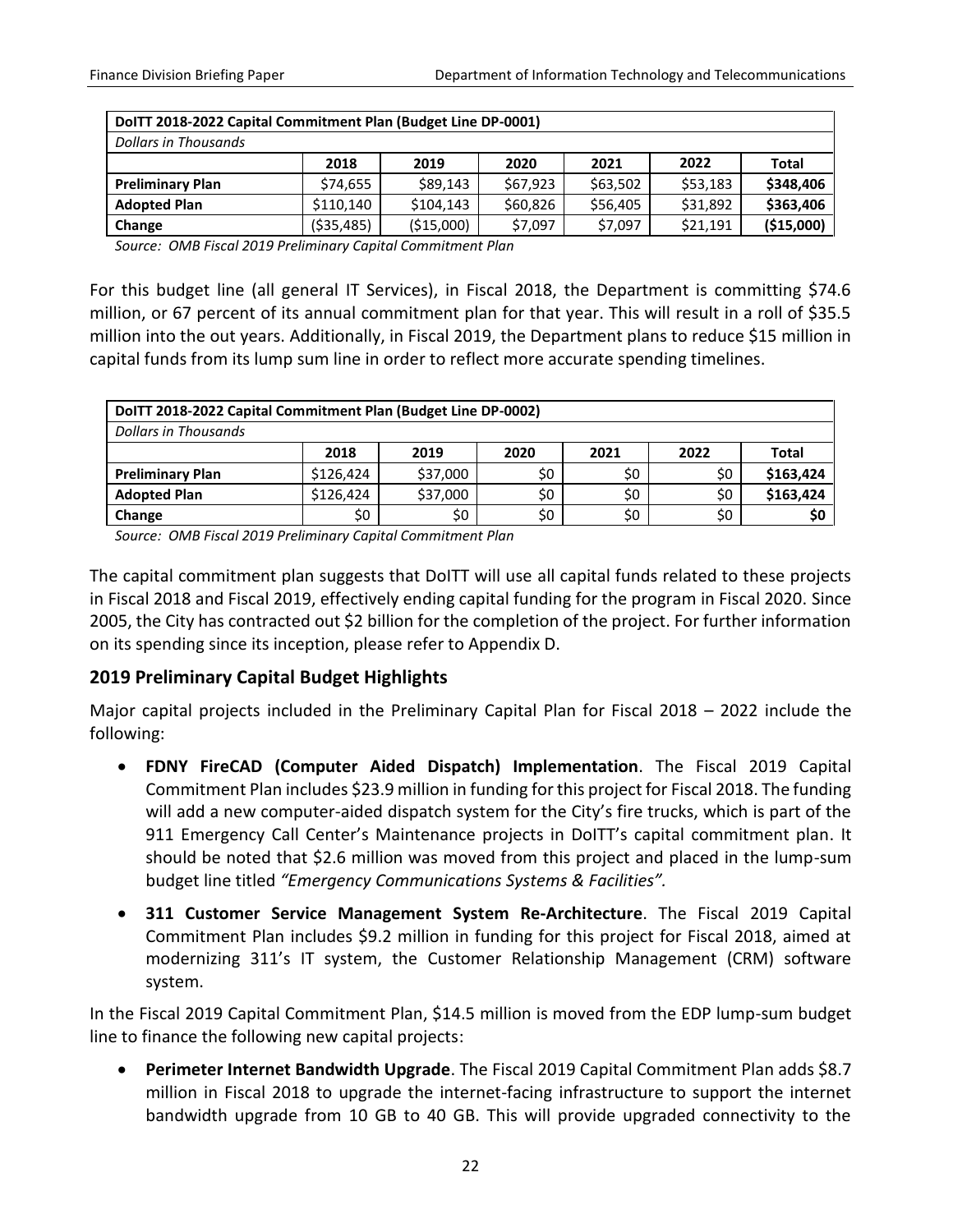| DoITT 2018-2022 Capital Commitment Plan (Budget Line DP-0001) | | | | | | |
|---|---|---|---|---|---|---|
| *Dollars in Thousands* | | | | | | |
| | **2018** | **2019** | **2020** | **2021** | **2022** | **Total** |
| **Preliminary Plan** | $74,655 | $89,143 | $67,923 | $63,502 | $53,183 | **$348,406** |
| **Adopted Plan** | $110,140 | $104,143 | $60,826 | $56,405 | $31,892 | **$363,406** |
| **Change** | ($35,485) | ($15,000) | $7,097 | $7,097 | $21,191 | **($15,000)** |

*Source: OMB Fiscal 2019 Preliminary Capital Commitment Plan*

For this budget line (all general IT Services), in Fiscal 2018, the Department is committing $74.6 million, or 67 percent of its annual commitment plan for that year. This will result in a roll of $35.5 million into the out years. Additionally, in Fiscal 2019, the Department plans to reduce $15 million in capital funds from its lump sum line in order to reflect more accurate spending timelines.

| DoITT 2018-2022 Capital Commitment Plan (Budget Line DP-0002) | | | | | | |
|---|---|---|---|---|---|---|
| *Dollars in Thousands* | | | | | | |
| | **2018** | **2019** | **2020** | **2021** | **2022** | **Total** |
| **Preliminary Plan** | $126,424 | $37,000 | $0 | $0 | $0 | **$163,424** |
| **Adopted Plan** | $126,424 | $37,000 | $0 | $0 | $0 | **$163,424** |
| **Change** | $0 | $0 | $0 | $0 | $0 | **$0** |

*Source: OMB Fiscal 2019 Preliminary Capital Commitment Plan*

The capital commitment plan suggests that DoITT will use all capital funds related to these projects in Fiscal 2018 and Fiscal 2019, effectively ending capital funding for the program in Fiscal 2020. Since 2005, the City has contracted out $2 billion for the completion of the project. For further information on its spending since its inception, please refer to Appendix D.

## 2019 Preliminary Capital Budget Highlights

Major capital projects included in the Preliminary Capital Plan for Fiscal 2018 – 2022 include the following:

- **FDNY FireCAD (Computer Aided Dispatch) Implementation**. The Fiscal 2019 Capital Commitment Plan includes $23.9 million in funding for this project for Fiscal 2018. The funding will add a new computer-aided dispatch system for the City's fire trucks, which is part of the 911 Emergency Call Center's Maintenance projects in DoITT's capital commitment plan. It should be noted that $2.6 million was moved from this project and placed in the lump-sum budget line titled *"Emergency Communications Systems & Facilities".*
- **311 Customer Service Management System Re-Architecture**. The Fiscal 2019 Capital Commitment Plan includes $9.2 million in funding for this project for Fiscal 2018, aimed at modernizing 311's IT system, the Customer Relationship Management (CRM) software system.

In the Fiscal 2019 Capital Commitment Plan, $14.5 million is moved from the EDP lump-sum budget line to finance the following new capital projects:

- **Perimeter Internet Bandwidth Upgrade**. The Fiscal 2019 Capital Commitment Plan adds $8.7 million in Fiscal 2018 to upgrade the internet-facing infrastructure to support the internet bandwidth upgrade from 10 GB to 40 GB. This will provide upgraded connectivity to the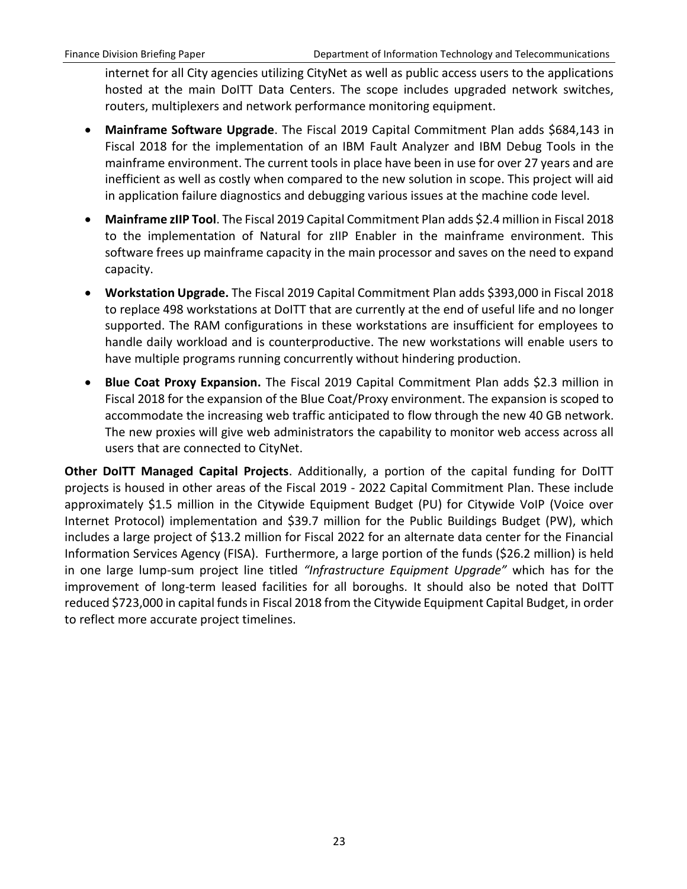internet for all City agencies utilizing CityNet as well as public access users to the applications hosted at the main DoITT Data Centers. The scope includes upgraded network switches, routers, multiplexers and network performance monitoring equipment.

- **Mainframe Software Upgrade**. The Fiscal 2019 Capital Commitment Plan adds $684,143 in Fiscal 2018 for the implementation of an IBM Fault Analyzer and IBM Debug Tools in the mainframe environment. The current tools in place have been in use for over 27 years and are inefficient as well as costly when compared to the new solution in scope. This project will aid in application failure diagnostics and debugging various issues at the machine code level.
- **Mainframe zIIP Tool**. The Fiscal 2019 Capital Commitment Plan adds $2.4 million in Fiscal 2018 to the implementation of Natural for zIIP Enabler in the mainframe environment. This software frees up mainframe capacity in the main processor and saves on the need to expand capacity.
- **Workstation Upgrade.** The Fiscal 2019 Capital Commitment Plan adds $393,000 in Fiscal 2018 to replace 498 workstations at DoITT that are currently at the end of useful life and no longer supported. The RAM configurations in these workstations are insufficient for employees to handle daily workload and is counterproductive. The new workstations will enable users to have multiple programs running concurrently without hindering production.
- **Blue Coat Proxy Expansion.** The Fiscal 2019 Capital Commitment Plan adds $2.3 million in Fiscal 2018 for the expansion of the Blue Coat/Proxy environment. The expansion is scoped to accommodate the increasing web traffic anticipated to flow through the new 40 GB network. The new proxies will give web administrators the capability to monitor web access across all users that are connected to CityNet.

**Other DoITT Managed Capital Projects**. Additionally, a portion of the capital funding for DoITT projects is housed in other areas of the Fiscal 2019 - 2022 Capital Commitment Plan. These include approximately $1.5 million in the Citywide Equipment Budget (PU) for Citywide VoIP (Voice over Internet Protocol) implementation and $39.7 million for the Public Buildings Budget (PW), which includes a large project of $13.2 million for Fiscal 2022 for an alternate data center for the Financial Information Services Agency (FISA). Furthermore, a large portion of the funds ($26.2 million) is held in one large lump-sum project line titled *"Infrastructure Equipment Upgrade"* which has for the improvement of long-term leased facilities for all boroughs. It should also be noted that DoITT reduced $723,000 in capital funds in Fiscal 2018 from the Citywide Equipment Capital Budget, in order to reflect more accurate project timelines.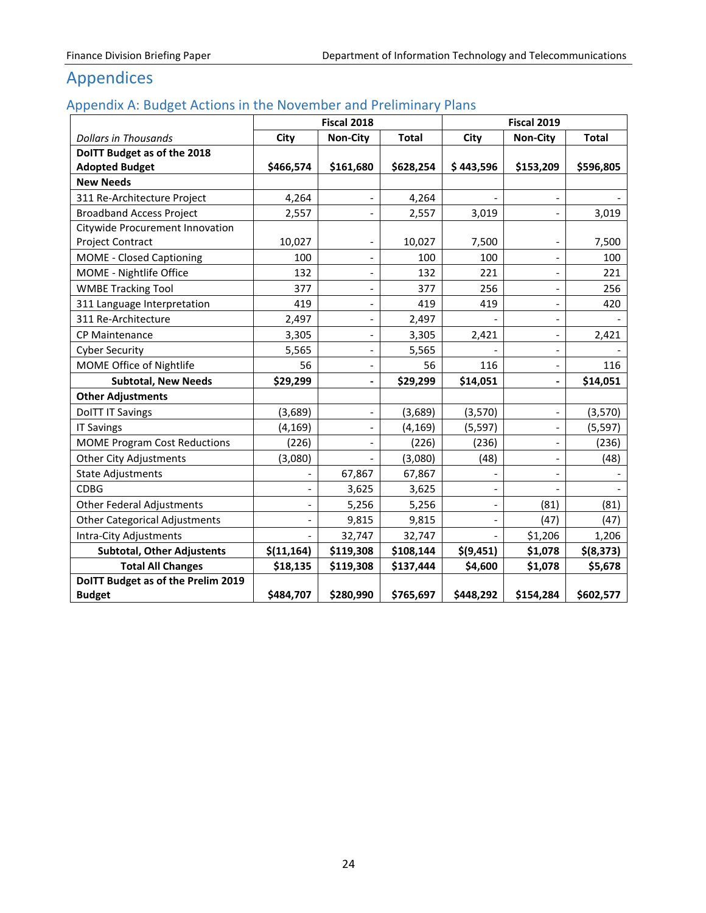# Appendices

## Appendix A: Budget Actions in the November and Preliminary Plans

| | Fiscal 2018 | | | Fiscal 2019 | | |
|---|---|---|---|---|---|---|
| *Dollars in Thousands* | City | Non-City | Total | City | Non-City | Total |
| **DoITT Budget as of the 2018 Adopted Budget** | **$466,574** | **$161,680** | **$628,254** | **$ 443,596** | **$153,209** | **$596,805** |
| **New Needs** | | | | | | |
| 311 Re-Architecture Project | 4,264 | - | 4,264 | - | - | - |
| Broadband Access Project | 2,557 | - | 2,557 | 3,019 | - | 3,019 |
| Citywide Procurement Innovation Project Contract | 10,027 | - | 10,027 | 7,500 | - | 7,500 |
| MOME - Closed Captioning | 100 | - | 100 | 100 | - | 100 |
| MOME - Nightlife Office | 132 | - | 132 | 221 | - | 221 |
| WMBE Tracking Tool | 377 | - | 377 | 256 | - | 256 |
| 311 Language Interpretation | 419 | - | 419 | 419 | - | 420 |
| 311 Re-Architecture | 2,497 | - | 2,497 | - | - | - |
| CP Maintenance | 3,305 | - | 3,305 | 2,421 | - | 2,421 |
| Cyber Security | 5,565 | - | 5,565 | - | - | - |
| MOME Office of Nightlife | 56 | - | 56 | 116 | - | 116 |
| **Subtotal, New Needs** | **$29,299** | **-** | **$29,299** | **$14,051** | **-** | **$14,051** |
| **Other Adjustments** | | | | | | |
| DoITT IT Savings | (3,689) | - | (3,689) | (3,570) | - | (3,570) |
| IT Savings | (4,169) | - | (4,169) | (5,597) | - | (5,597) |
| MOME Program Cost Reductions | (226) | - | (226) | (236) | - | (236) |
| Other City Adjustments | (3,080) | - | (3,080) | (48) | - | (48) |
| State Adjustments | - | 67,867 | 67,867 | - | - | - |
| CDBG | - | 3,625 | 3,625 | - | - | - |
| Other Federal Adjustments | - | 5,256 | 5,256 | - | (81) | (81) |
| Other Categorical Adjustments | - | 9,815 | 9,815 | - | (47) | (47) |
| Intra-City Adjustments | - | 32,747 | 32,747 | - | $1,206 | 1,206 |
| **Subtotal, Other Adjustents** | **$(11,164)** | **$119,308** | **$108,144** | **$(9,451)** | **$1,078** | **$(8,373)** |
| **Total All Changes** | **$18,135** | **$119,308** | **$137,444** | **$4,600** | **$1,078** | **$5,678** |
| **DoITT Budget as of the Prelim 2019 Budget** | **$484,707** | **$280,990** | **$765,697** | **$448,292** | **$154,284** | **$602,577** |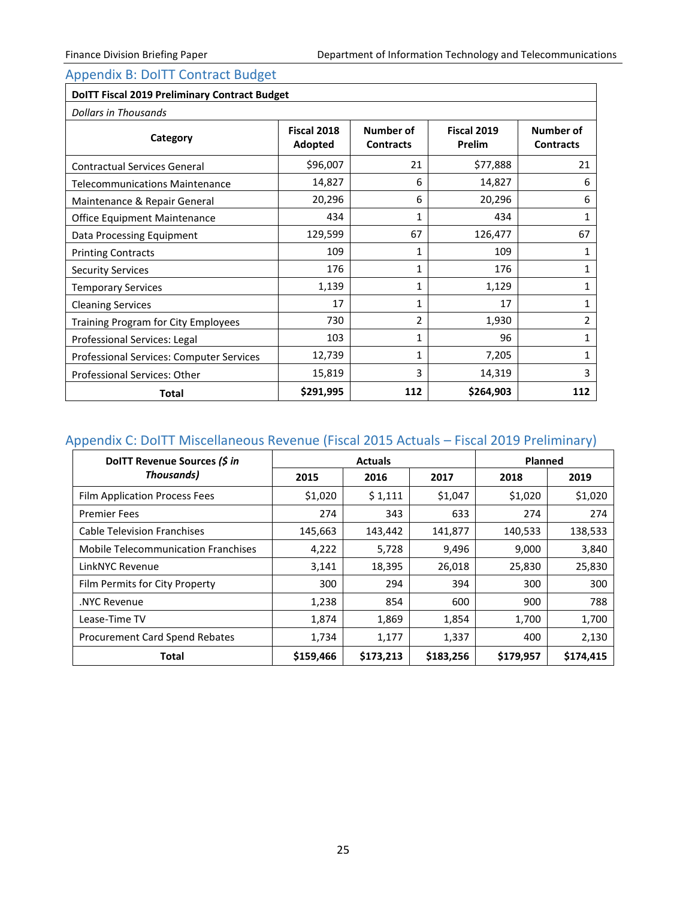## Appendix B: DoITT Contract Budget

| **DoITT Fiscal 2019 Preliminary Contract Budget** | | | | |
|---|---|---|---|---|
| *Dollars in Thousands* | | | | |
| **Category** | **Fiscal 2018 Adopted** | **Number of Contracts** | **Fiscal 2019 Prelim** | **Number of Contracts** |
| Contractual Services General | $96,007 | 21 | $77,888 | 21 |
| Telecommunications Maintenance | 14,827 | 6 | 14,827 | 6 |
| Maintenance & Repair General | 20,296 | 6 | 20,296 | 6 |
| Office Equipment Maintenance | 434 | 1 | 434 | 1 |
| Data Processing Equipment | 129,599 | 67 | 126,477 | 67 |
| Printing Contracts | 109 | 1 | 109 | 1 |
| Security Services | 176 | 1 | 176 | 1 |
| Temporary Services | 1,139 | 1 | 1,129 | 1 |
| Cleaning Services | 17 | 1 | 17 | 1 |
| Training Program for City Employees | 730 | 2 | 1,930 | 2 |
| Professional Services: Legal | 103 | 1 | 96 | 1 |
| Professional Services: Computer Services | 12,739 | 1 | 7,205 | 1 |
| Professional Services: Other | 15,819 | 3 | 14,319 | 3 |
| **Total** | **$291,995** | **112** | **$264,903** | **112** |

## Appendix C: DoITT Miscellaneous Revenue (Fiscal 2015 Actuals – Fiscal 2019 Preliminary)

| **DoITT Revenue Sources *($ in Thousands)*** | **Actuals** | | | **Planned** | |
|---|---|---|---|---|---|
| | **2015** | **2016** | **2017** | **2018** | **2019** |
| Film Application Process Fees | $1,020 | $ 1,111 | $1,047 | $1,020 | $1,020 |
| Premier Fees | 274 | 343 | 633 | 274 | 274 |
| Cable Television Franchises | 145,663 | 143,442 | 141,877 | 140,533 | 138,533 |
| Mobile Telecommunication Franchises | 4,222 | 5,728 | 9,496 | 9,000 | 3,840 |
| LinkNYC Revenue | 3,141 | 18,395 | 26,018 | 25,830 | 25,830 |
| Film Permits for City Property | 300 | 294 | 394 | 300 | 300 |
| .NYC Revenue | 1,238 | 854 | 600 | 900 | 788 |
| Lease-Time TV | 1,874 | 1,869 | 1,854 | 1,700 | 1,700 |
| Procurement Card Spend Rebates | 1,734 | 1,177 | 1,337 | 400 | 2,130 |
| **Total** | **$159,466** | **$173,213** | **$183,256** | **$179,957** | **$174,415** |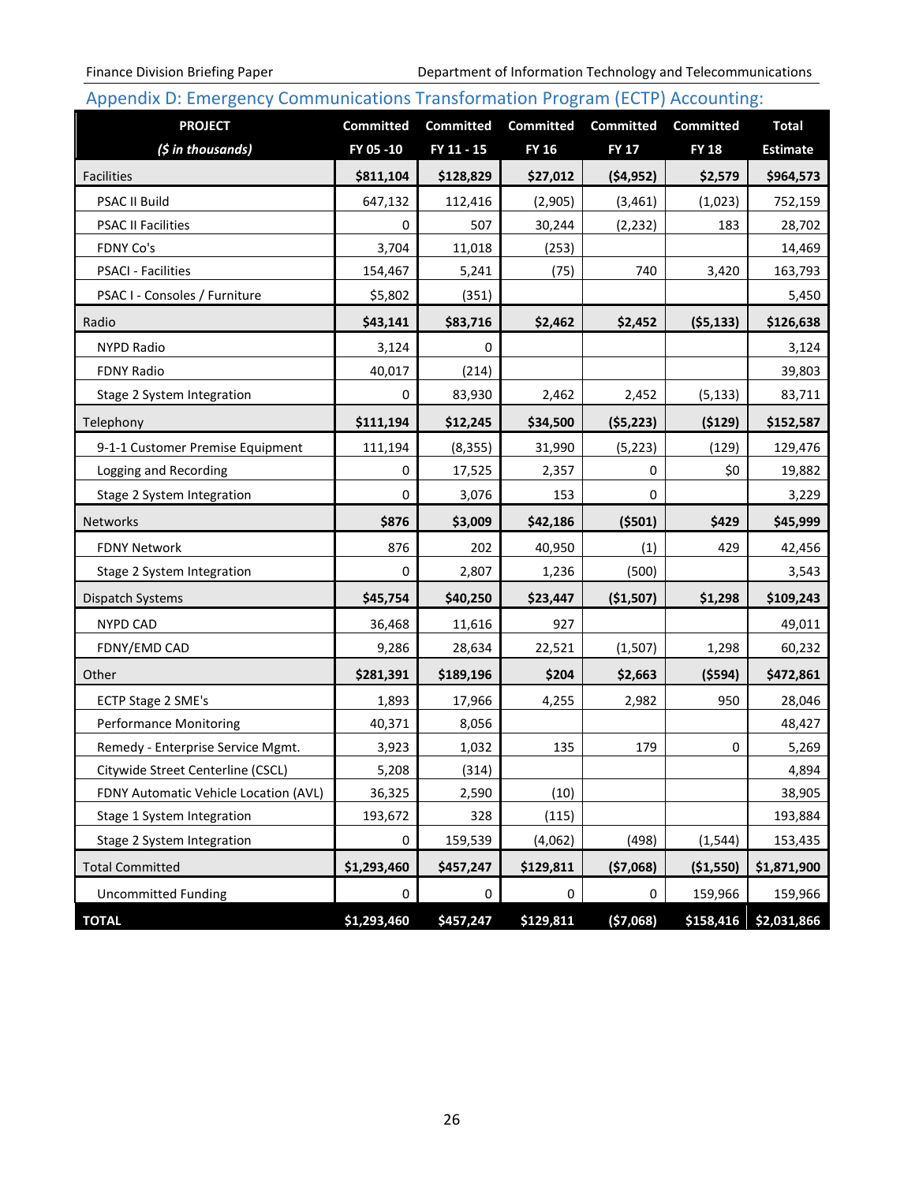## Appendix D: Emergency Communications Transformation Program (ECTP) Accounting:

| PROJECT *($ in thousands)* | Committed FY 05 -10 | Committed FY 11 - 15 | Committed FY 16 | Committed FY 17 | Committed FY 18 | Total Estimate |
|---|---|---|---|---|---|---|
| Facilities | **$811,104** | **$128,829** | **$27,012** | **($4,952)** | **$2,579** | **$964,573** |
| PSAC II Build | 647,132 | 112,416 | (2,905) | (3,461) | (1,023) | 752,159 |
| PSAC II Facilities | 0 | 507 | 30,244 | (2,232) | 183 | 28,702 |
| FDNY Co's | 3,704 | 11,018 | (253) | | | 14,469 |
| PSACI - Facilities | 154,467 | 5,241 | (75) | 740 | 3,420 | 163,793 |
| PSAC I - Consoles / Furniture | $5,802 | (351) | | | | 5,450 |
| Radio | **$43,141** | **$83,716** | **$2,462** | **$2,452** | **($5,133)** | **$126,638** |
| NYPD Radio | 3,124 | 0 | | | | 3,124 |
| FDNY Radio | 40,017 | (214) | | | | 39,803 |
| Stage 2 System Integration | 0 | 83,930 | 2,462 | 2,452 | (5,133) | 83,711 |
| Telephony | **$111,194** | **$12,245** | **$34,500** | **($5,223)** | **($129)** | **$152,587** |
| 9-1-1 Customer Premise Equipment | 111,194 | (8,355) | 31,990 | (5,223) | (129) | 129,476 |
| Logging and Recording | 0 | 17,525 | 2,357 | 0 | $0 | 19,882 |
| Stage 2 System Integration | 0 | 3,076 | 153 | 0 | | 3,229 |
| Networks | **$876** | **$3,009** | **$42,186** | **($501)** | **$429** | **$45,999** |
| FDNY Network | 876 | 202 | 40,950 | (1) | 429 | 42,456 |
| Stage 2 System Integration | 0 | 2,807 | 1,236 | (500) | | 3,543 |
| Dispatch Systems | **$45,754** | **$40,250** | **$23,447** | **($1,507)** | **$1,298** | **$109,243** |
| NYPD CAD | 36,468 | 11,616 | 927 | | | 49,011 |
| FDNY/EMD CAD | 9,286 | 28,634 | 22,521 | (1,507) | 1,298 | 60,232 |
| Other | **$281,391** | **$189,196** | **$204** | **$2,663** | **($594)** | **$472,861** |
| ECTP Stage 2 SME's | 1,893 | 17,966 | 4,255 | 2,982 | 950 | 28,046 |
| Performance Monitoring | 40,371 | 8,056 | | | | 48,427 |
| Remedy - Enterprise Service Mgmt. | 3,923 | 1,032 | 135 | 179 | 0 | 5,269 |
| Citywide Street Centerline (CSCL) | 5,208 | (314) | | | | 4,894 |
| FDNY Automatic Vehicle Location (AVL) | 36,325 | 2,590 | (10) | | | 38,905 |
| Stage 1 System Integration | 193,672 | 328 | (115) | | | 193,884 |
| Stage 2 System Integration | 0 | 159,539 | (4,062) | (498) | (1,544) | 153,435 |
| Total Committed | **$1,293,460** | **$457,247** | **$129,811** | **($7,068)** | **($1,550)** | **$1,871,900** |
| Uncommitted Funding | 0 | 0 | 0 | 0 | 159,966 | 159,966 |
| **TOTAL** | **$1,293,460** | **$457,247** | **$129,811** | **($7,068)** | **$158,416** | **$2,031,866** |